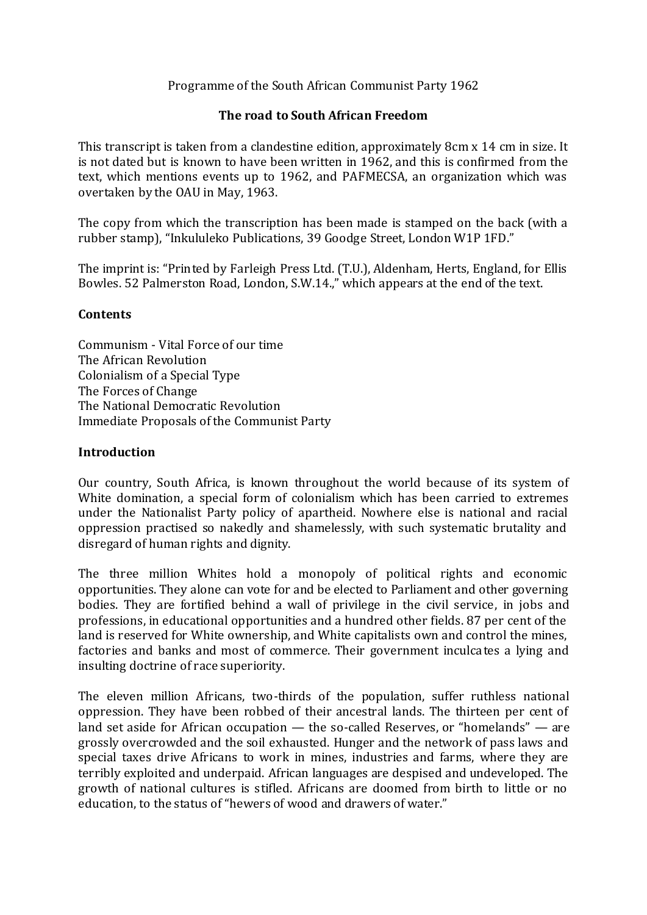Programme of the South African Communist Party 1962

# The road to South African Freedom

This transcript is taken from a clandestine edition, approximately 8cm x 14 cm in size. It is not dated but is known to have been written in 1962, and this is confirmed from the text, which mentions events up to 1962, and PAFMECSA, an organization which was overtaken by the OAU in May, 1963.

The copy from which the transcription has been made is stamped on the back (with a rubber stamp), "Inkululeko Publications, 39 Goodge Street, London W1P 1FD."

The imprint is: "Printed by Farleigh Press Ltd. (T.U.), Aldenham, Herts, England, for Ellis Bowles. 52 Palmerston Road, London, S.W.14.," which appears at the end of the text.

## Contents

Communism - Vital Force of our time
The African Revolution
Colonialism of a Special Type
The Forces of Change
The National Democratic Revolution
Immediate Proposals of the Communist Party

## Introduction

Our country, South Africa, is known throughout the world because of its system of White domination, a special form of colonialism which has been carried to extremes under the Nationalist Party policy of apartheid. Nowhere else is national and racial oppression practised so nakedly and shamelessly, with such systematic brutality and disregard of human rights and dignity.

The three million Whites hold a monopoly of political rights and economic opportunities. They alone can vote for and be elected to Parliament and other governing bodies. They are fortified behind a wall of privilege in the civil service, in jobs and professions, in educational opportunities and a hundred other fields. 87 per cent of the land is reserved for White ownership, and White capitalists own and control the mines, factories and banks and most of commerce. Their government inculcates a lying and insulting doctrine of race superiority.

The eleven million Africans, two-thirds of the population, suffer ruthless national oppression. They have been robbed of their ancestral lands. The thirteen per cent of land set aside for African occupation — the so-called Reserves, or "homelands" — are grossly overcrowded and the soil exhausted. Hunger and the network of pass laws and special taxes drive Africans to work in mines, industries and farms, where they are terribly exploited and underpaid. African languages are despised and undeveloped. The growth of national cultures is stifled. Africans are doomed from birth to little or no education, to the status of "hewers of wood and drawers of water."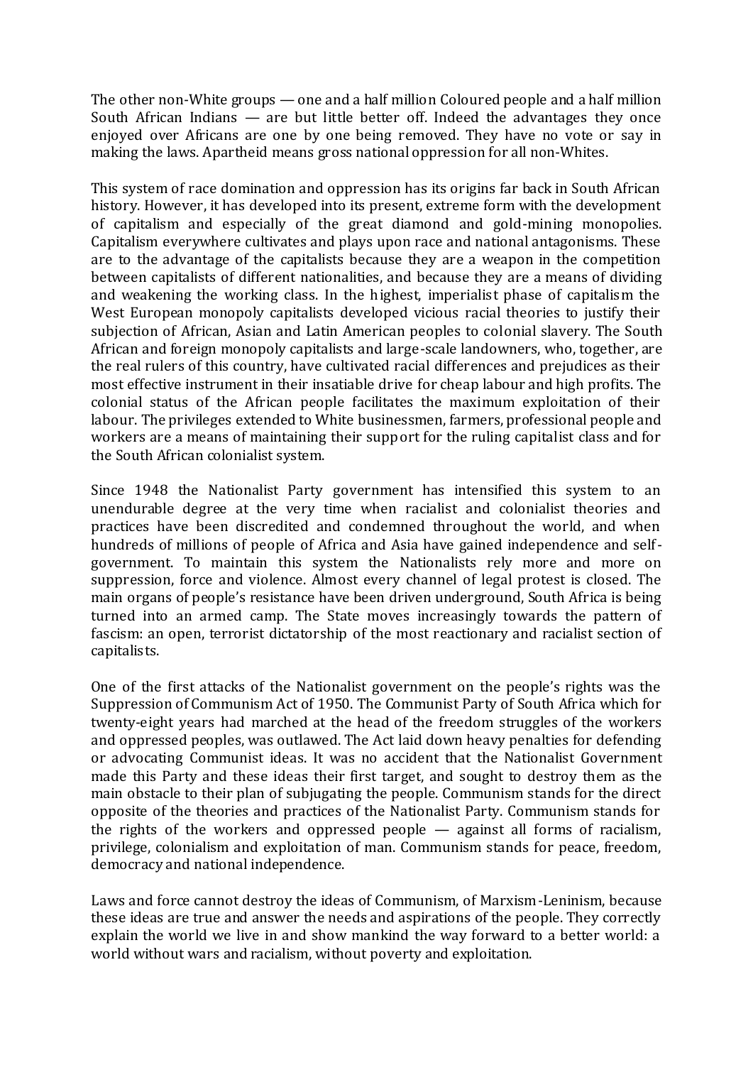The other non-White groups — one and a half million Coloured people and a half million South African Indians — are but little better off. Indeed the advantages they once enjoyed over Africans are one by one being removed. They have no vote or say in making the laws. Apartheid means gross national oppression for all non-Whites.

This system of race domination and oppression has its origins far back in South African history. However, it has developed into its present, extreme form with the development of capitalism and especially of the great diamond and gold-mining monopolies. Capitalism everywhere cultivates and plays upon race and national antagonisms. These are to the advantage of the capitalists because they are a weapon in the competition between capitalists of different nationalities, and because they are a means of dividing and weakening the working class. In the highest, imperialist phase of capitalism the West European monopoly capitalists developed vicious racial theories to justify their subjection of African, Asian and Latin American peoples to colonial slavery. The South African and foreign monopoly capitalists and large-scale landowners, who, together, are the real rulers of this country, have cultivated racial differences and prejudices as their most effective instrument in their insatiable drive for cheap labour and high profits. The colonial status of the African people facilitates the maximum exploitation of their labour. The privileges extended to White businessmen, farmers, professional people and workers are a means of maintaining their support for the ruling capitalist class and for the South African colonialist system.

Since 1948 the Nationalist Party government has intensified this system to an unendurable degree at the very time when racialist and colonialist theories and practices have been discredited and condemned throughout the world, and when hundreds of millions of people of Africa and Asia have gained independence and self-government. To maintain this system the Nationalists rely more and more on suppression, force and violence. Almost every channel of legal protest is closed. The main organs of people's resistance have been driven underground, South Africa is being turned into an armed camp. The State moves increasingly towards the pattern of fascism: an open, terrorist dictatorship of the most reactionary and racialist section of capitalists.

One of the first attacks of the Nationalist government on the people's rights was the Suppression of Communism Act of 1950. The Communist Party of South Africa which for twenty-eight years had marched at the head of the freedom struggles of the workers and oppressed peoples, was outlawed. The Act laid down heavy penalties for defending or advocating Communist ideas. It was no accident that the Nationalist Government made this Party and these ideas their first target, and sought to destroy them as the main obstacle to their plan of subjugating the people. Communism stands for the direct opposite of the theories and practices of the Nationalist Party. Communism stands for the rights of the workers and oppressed people — against all forms of racialism, privilege, colonialism and exploitation of man. Communism stands for peace, freedom, democracy and national independence.

Laws and force cannot destroy the ideas of Communism, of Marxism-Leninism, because these ideas are true and answer the needs and aspirations of the people. They correctly explain the world we live in and show mankind the way forward to a better world: a world without wars and racialism, without poverty and exploitation.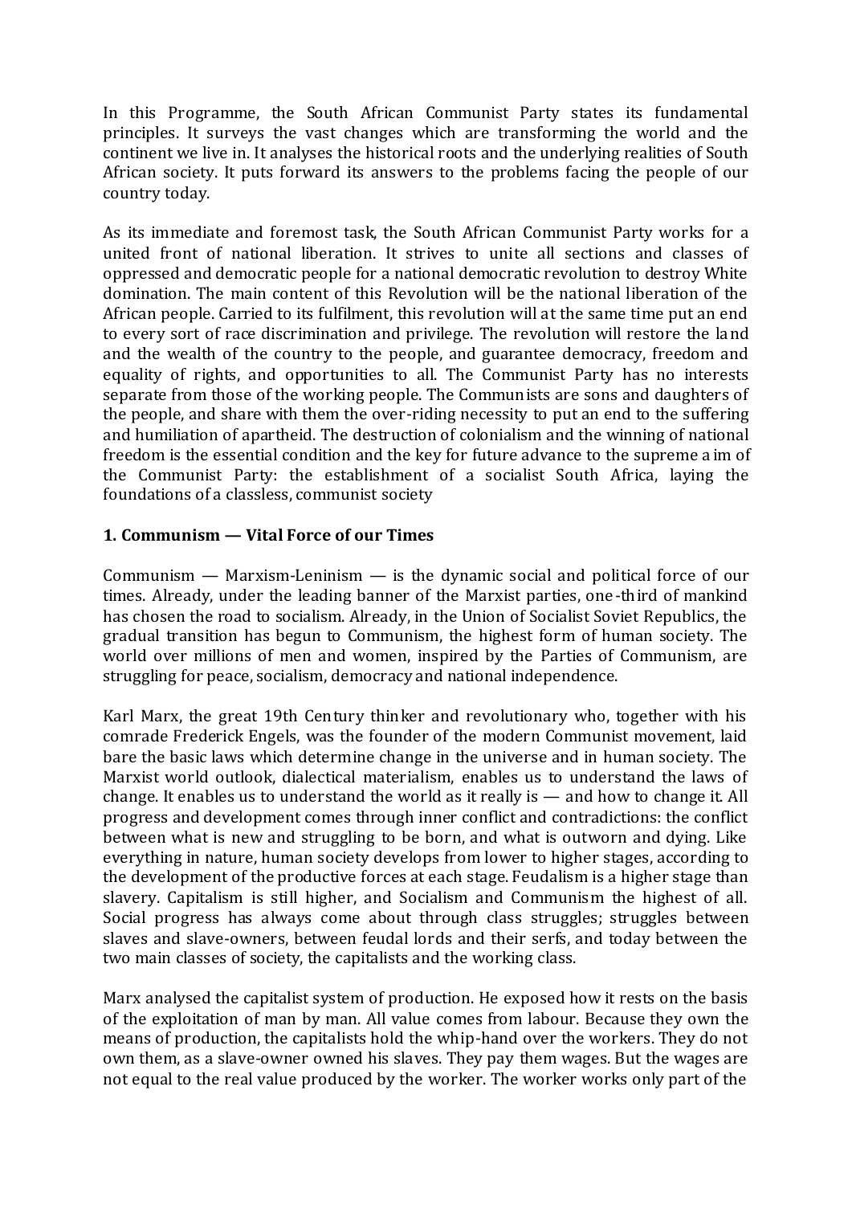In this Programme, the South African Communist Party states its fundamental principles. It surveys the vast changes which are transforming the world and the continent we live in. It analyses the historical roots and the underlying realities of South African society. It puts forward its answers to the problems facing the people of our country today.

As its immediate and foremost task, the South African Communist Party works for a united front of national liberation. It strives to unite all sections and classes of oppressed and democratic people for a national democratic revolution to destroy White domination. The main content of this Revolution will be the national liberation of the African people. Carried to its fulfilment, this revolution will at the same time put an end to every sort of race discrimination and privilege. The revolution will restore the land and the wealth of the country to the people, and guarantee democracy, freedom and equality of rights, and opportunities to all. The Communist Party has no interests separate from those of the working people. The Communists are sons and daughters of the people, and share with them the over-riding necessity to put an end to the suffering and humiliation of apartheid. The destruction of colonialism and the winning of national freedom is the essential condition and the key for future advance to the supreme aim of the Communist Party: the establishment of a socialist South Africa, laying the foundations of a classless, communist society

## 1. Communism — Vital Force of our Times

Communism — Marxism-Leninism — is the dynamic social and political force of our times. Already, under the leading banner of the Marxist parties, one-third of mankind has chosen the road to socialism. Already, in the Union of Socialist Soviet Republics, the gradual transition has begun to Communism, the highest form of human society. The world over millions of men and women, inspired by the Parties of Communism, are struggling for peace, socialism, democracy and national independence.

Karl Marx, the great 19th Century thinker and revolutionary who, together with his comrade Frederick Engels, was the founder of the modern Communist movement, laid bare the basic laws which determine change in the universe and in human society. The Marxist world outlook, dialectical materialism, enables us to understand the laws of change. It enables us to understand the world as it really is — and how to change it. All progress and development comes through inner conflict and contradictions: the conflict between what is new and struggling to be born, and what is outworn and dying. Like everything in nature, human society develops from lower to higher stages, according to the development of the productive forces at each stage. Feudalism is a higher stage than slavery. Capitalism is still higher, and Socialism and Communism the highest of all. Social progress has always come about through class struggles; struggles between slaves and slave-owners, between feudal lords and their serfs, and today between the two main classes of society, the capitalists and the working class.

Marx analysed the capitalist system of production. He exposed how it rests on the basis of the exploitation of man by man. All value comes from labour. Because they own the means of production, the capitalists hold the whip-hand over the workers. They do not own them, as a slave-owner owned his slaves. They pay them wages. But the wages are not equal to the real value produced by the worker. The worker works only part of the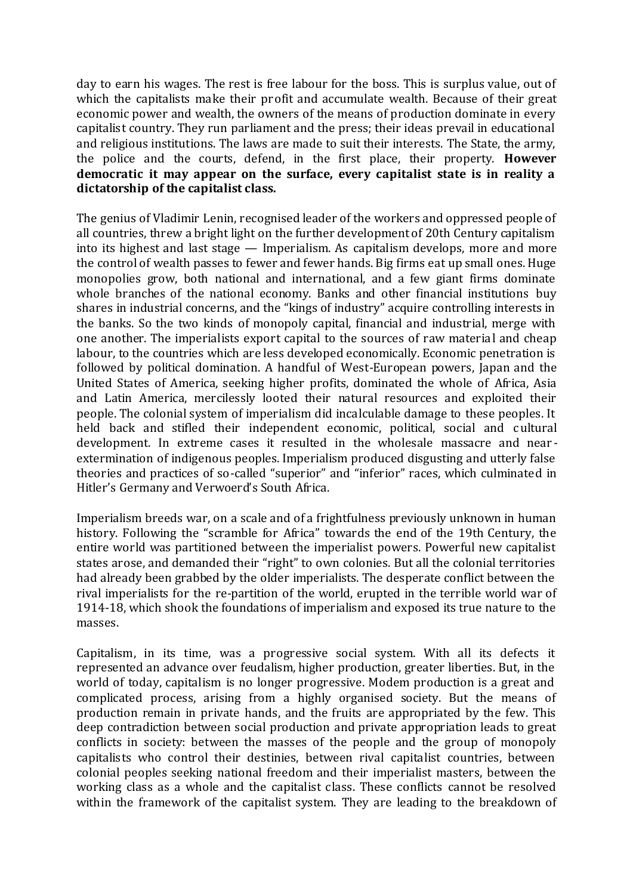day to earn his wages. The rest is free labour for the boss. This is surplus value, out of which the capitalists make their profit and accumulate wealth. Because of their great economic power and wealth, the owners of the means of production dominate in every capitalist country. They run parliament and the press; their ideas prevail in educational and religious institutions. The laws are made to suit their interests. The State, the army, the police and the courts, defend, in the first place, their property. **However democratic it may appear on the surface, every capitalist state is in reality a dictatorship of the capitalist class.**

The genius of Vladimir Lenin, recognised leader of the workers and oppressed people of all countries, threw a bright light on the further development of 20th Century capitalism into its highest and last stage — Imperialism. As capitalism develops, more and more the control of wealth passes to fewer and fewer hands. Big firms eat up small ones. Huge monopolies grow, both national and international, and a few giant firms dominate whole branches of the national economy. Banks and other financial institutions buy shares in industrial concerns, and the "kings of industry" acquire controlling interests in the banks. So the two kinds of monopoly capital, financial and industrial, merge with one another. The imperialists export capital to the sources of raw material and cheap labour, to the countries which are less developed economically. Economic penetration is followed by political domination. A handful of West-European powers, Japan and the United States of America, seeking higher profits, dominated the whole of Africa, Asia and Latin America, mercilessly looted their natural resources and exploited their people. The colonial system of imperialism did incalculable damage to these peoples. It held back and stifled their independent economic, political, social and cultural development. In extreme cases it resulted in the wholesale massacre and near-extermination of indigenous peoples. Imperialism produced disgusting and utterly false theories and practices of so-called "superior" and "inferior" races, which culminated in Hitler's Germany and Verwoerd's South Africa.

Imperialism breeds war, on a scale and of a frightfulness previously unknown in human history. Following the "scramble for Africa" towards the end of the 19th Century, the entire world was partitioned between the imperialist powers. Powerful new capitalist states arose, and demanded their "right" to own colonies. But all the colonial territories had already been grabbed by the older imperialists. The desperate conflict between the rival imperialists for the re-partition of the world, erupted in the terrible world war of 1914-18, which shook the foundations of imperialism and exposed its true nature to the masses.

Capitalism, in its time, was a progressive social system. With all its defects it represented an advance over feudalism, higher production, greater liberties. But, in the world of today, capitalism is no longer progressive. Modem production is a great and complicated process, arising from a highly organised society. But the means of production remain in private hands, and the fruits are appropriated by the few. This deep contradiction between social production and private appropriation leads to great conflicts in society: between the masses of the people and the group of monopoly capitalists who control their destinies, between rival capitalist countries, between colonial peoples seeking national freedom and their imperialist masters, between the working class as a whole and the capitalist class. These conflicts cannot be resolved within the framework of the capitalist system. They are leading to the breakdown of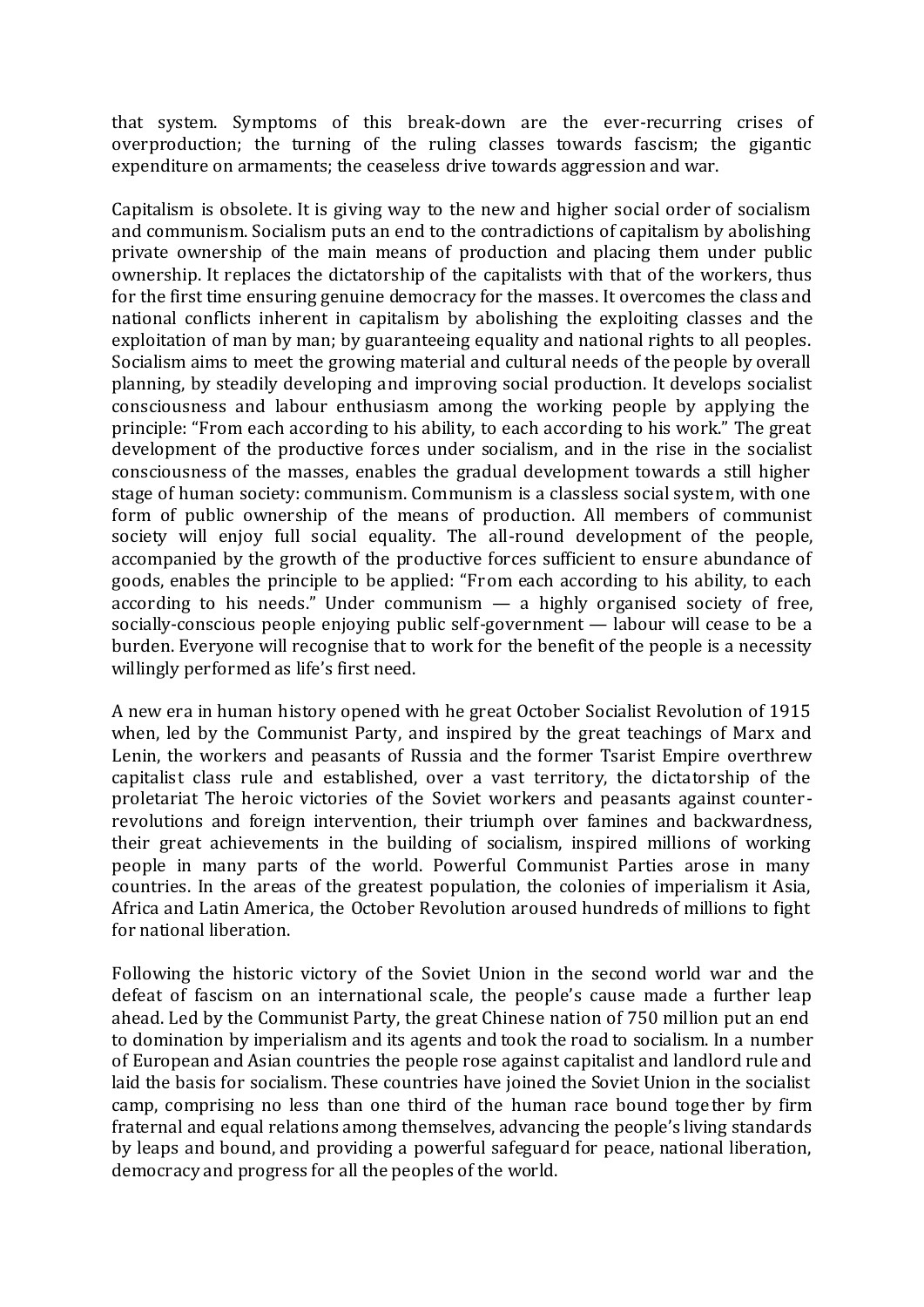that system. Symptoms of this break-down are the ever-recurring crises of overproduction; the turning of the ruling classes towards fascism; the gigantic expenditure on armaments; the ceaseless drive towards aggression and war.

Capitalism is obsolete. It is giving way to the new and higher social order of socialism and communism. Socialism puts an end to the contradictions of capitalism by abolishing private ownership of the main means of production and placing them under public ownership. It replaces the dictatorship of the capitalists with that of the workers, thus for the first time ensuring genuine democracy for the masses. It overcomes the class and national conflicts inherent in capitalism by abolishing the exploiting classes and the exploitation of man by man; by guaranteeing equality and national rights to all peoples. Socialism aims to meet the growing material and cultural needs of the people by overall planning, by steadily developing and improving social production. It develops socialist consciousness and labour enthusiasm among the working people by applying the principle: "From each according to his ability, to each according to his work." The great development of the productive forces under socialism, and in the rise in the socialist consciousness of the masses, enables the gradual development towards a still higher stage of human society: communism. Communism is a classless social system, with one form of public ownership of the means of production. All members of communist society will enjoy full social equality. The all-round development of the people, accompanied by the growth of the productive forces sufficient to ensure abundance of goods, enables the principle to be applied: "From each according to his ability, to each according to his needs." Under communism — a highly organised society of free, socially-conscious people enjoying public self-government — labour will cease to be a burden. Everyone will recognise that to work for the benefit of the people is a necessity willingly performed as life's first need.

A new era in human history opened with he great October Socialist Revolution of 1915 when, led by the Communist Party, and inspired by the great teachings of Marx and Lenin, the workers and peasants of Russia and the former Tsarist Empire overthrew capitalist class rule and established, over a vast territory, the dictatorship of the proletariat The heroic victories of the Soviet workers and peasants against counter-revolutions and foreign intervention, their triumph over famines and backwardness, their great achievements in the building of socialism, inspired millions of working people in many parts of the world. Powerful Communist Parties arose in many countries. In the areas of the greatest population, the colonies of imperialism it Asia, Africa and Latin America, the October Revolution aroused hundreds of millions to fight for national liberation.

Following the historic victory of the Soviet Union in the second world war and the defeat of fascism on an international scale, the people's cause made a further leap ahead. Led by the Communist Party, the great Chinese nation of 750 million put an end to domination by imperialism and its agents and took the road to socialism. In a number of European and Asian countries the people rose against capitalist and landlord rule and laid the basis for socialism. These countries have joined the Soviet Union in the socialist camp, comprising no less than one third of the human race bound together by firm fraternal and equal relations among themselves, advancing the people's living standards by leaps and bound, and providing a powerful safeguard for peace, national liberation, democracy and progress for all the peoples of the world.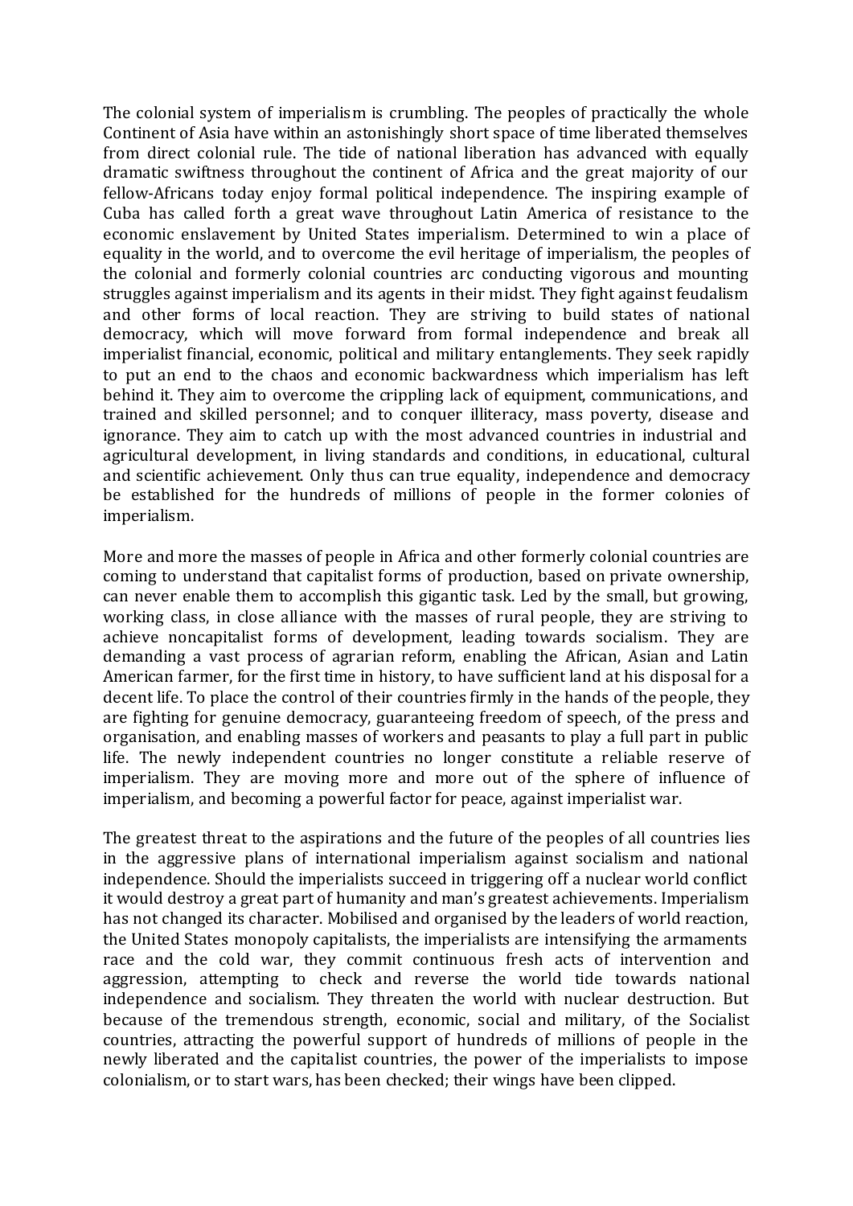The colonial system of imperialism is crumbling. The peoples of practically the whole Continent of Asia have within an astonishingly short space of time liberated themselves from direct colonial rule. The tide of national liberation has advanced with equally dramatic swiftness throughout the continent of Africa and the great majority of our fellow-Africans today enjoy formal political independence. The inspiring example of Cuba has called forth a great wave throughout Latin America of resistance to the economic enslavement by United States imperialism. Determined to win a place of equality in the world, and to overcome the evil heritage of imperialism, the peoples of the colonial and formerly colonial countries arc conducting vigorous and mounting struggles against imperialism and its agents in their midst. They fight against feudalism and other forms of local reaction. They are striving to build states of national democracy, which will move forward from formal independence and break all imperialist financial, economic, political and military entanglements. They seek rapidly to put an end to the chaos and economic backwardness which imperialism has left behind it. They aim to overcome the crippling lack of equipment, communications, and trained and skilled personnel; and to conquer illiteracy, mass poverty, disease and ignorance. They aim to catch up with the most advanced countries in industrial and agricultural development, in living standards and conditions, in educational, cultural and scientific achievement. Only thus can true equality, independence and democracy be established for the hundreds of millions of people in the former colonies of imperialism.

More and more the masses of people in Africa and other formerly colonial countries are coming to understand that capitalist forms of production, based on private ownership, can never enable them to accomplish this gigantic task. Led by the small, but growing, working class, in close alliance with the masses of rural people, they are striving to achieve noncapitalist forms of development, leading towards socialism. They are demanding a vast process of agrarian reform, enabling the African, Asian and Latin American farmer, for the first time in history, to have sufficient land at his disposal for a decent life. To place the control of their countries firmly in the hands of the people, they are fighting for genuine democracy, guaranteeing freedom of speech, of the press and organisation, and enabling masses of workers and peasants to play a full part in public life. The newly independent countries no longer constitute a reliable reserve of imperialism. They are moving more and more out of the sphere of influence of imperialism, and becoming a powerful factor for peace, against imperialist war.

The greatest threat to the aspirations and the future of the peoples of all countries lies in the aggressive plans of international imperialism against socialism and national independence. Should the imperialists succeed in triggering off a nuclear world conflict it would destroy a great part of humanity and man's greatest achievements. Imperialism has not changed its character. Mobilised and organised by the leaders of world reaction, the United States monopoly capitalists, the imperialists are intensifying the armaments race and the cold war, they commit continuous fresh acts of intervention and aggression, attempting to check and reverse the world tide towards national independence and socialism. They threaten the world with nuclear destruction. But because of the tremendous strength, economic, social and military, of the Socialist countries, attracting the powerful support of hundreds of millions of people in the newly liberated and the capitalist countries, the power of the imperialists to impose colonialism, or to start wars, has been checked; their wings have been clipped.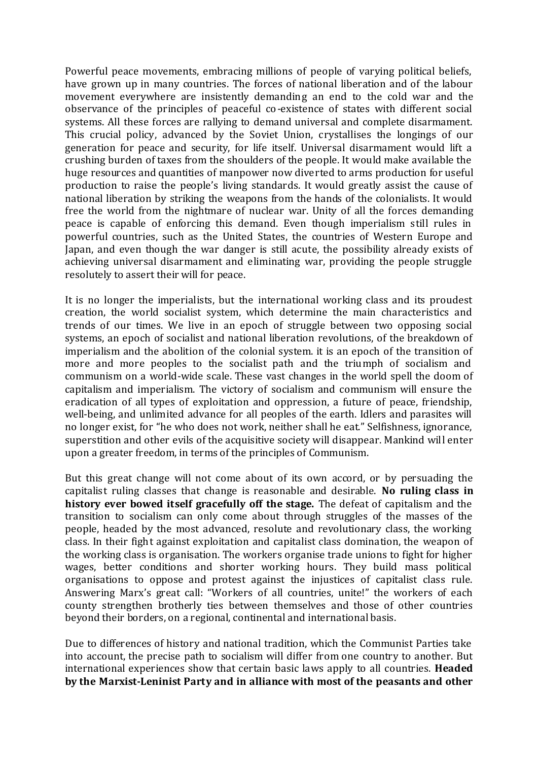Powerful peace movements, embracing millions of people of varying political beliefs, have grown up in many countries. The forces of national liberation and of the labour movement everywhere are insistently demanding an end to the cold war and the observance of the principles of peaceful co-existence of states with different social systems. All these forces are rallying to demand universal and complete disarmament. This crucial policy, advanced by the Soviet Union, crystallises the longings of our generation for peace and security, for life itself. Universal disarmament would lift a crushing burden of taxes from the shoulders of the people. It would make available the huge resources and quantities of manpower now diverted to arms production for useful production to raise the people's living standards. It would greatly assist the cause of national liberation by striking the weapons from the hands of the colonialists. It would free the world from the nightmare of nuclear war. Unity of all the forces demanding peace is capable of enforcing this demand. Even though imperialism still rules in powerful countries, such as the United States, the countries of Western Europe and Japan, and even though the war danger is still acute, the possibility already exists of achieving universal disarmament and eliminating war, providing the people struggle resolutely to assert their will for peace.

It is no longer the imperialists, but the international working class and its proudest creation, the world socialist system, which determine the main characteristics and trends of our times. We live in an epoch of struggle between two opposing social systems, an epoch of socialist and national liberation revolutions, of the breakdown of imperialism and the abolition of the colonial system. it is an epoch of the transition of more and more peoples to the socialist path and the triumph of socialism and communism on a world-wide scale. These vast changes in the world spell the doom of capitalism and imperialism. The victory of socialism and communism will ensure the eradication of all types of exploitation and oppression, a future of peace, friendship, well-being, and unlimited advance for all peoples of the earth. Idlers and parasites will no longer exist, for "he who does not work, neither shall he eat." Selfishness, ignorance, superstition and other evils of the acquisitive society will disappear. Mankind will enter upon a greater freedom, in terms of the principles of Communism.

But this great change will not come about of its own accord, or by persuading the capitalist ruling classes that change is reasonable and desirable. **No ruling class in history ever bowed itself gracefully off the stage.** The defeat of capitalism and the transition to socialism can only come about through struggles of the masses of the people, headed by the most advanced, resolute and revolutionary class, the working class. In their fight against exploitation and capitalist class domination, the weapon of the working class is organisation. The workers organise trade unions to fight for higher wages, better conditions and shorter working hours. They build mass political organisations to oppose and protest against the injustices of capitalist class rule. Answering Marx's great call: "Workers of all countries, unite!" the workers of each county strengthen brotherly ties between themselves and those of other countries beyond their borders, on a regional, continental and international basis.

Due to differences of history and national tradition, which the Communist Parties take into account, the precise path to socialism will differ from one country to another. But international experiences show that certain basic laws apply to all countries. **Headed by the Marxist-Leninist Party and in alliance with most of the peasants and other**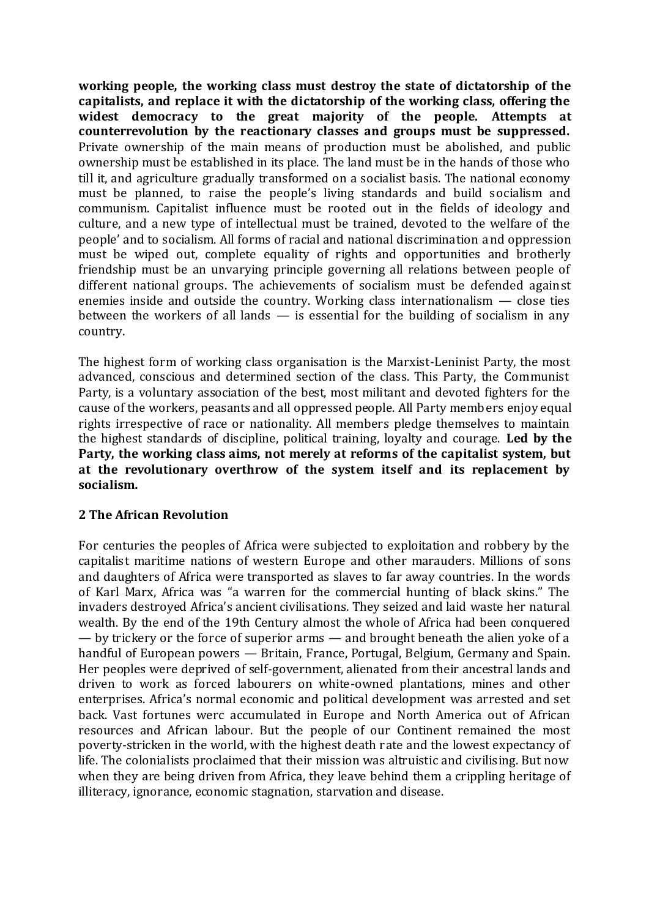**working people, the working class must destroy the state of dictatorship of the capitalists, and replace it with the dictatorship of the working class, offering the widest democracy to the great majority of the people. Attempts at counterrevolution by the reactionary classes and groups must be suppressed.** Private ownership of the main means of production must be abolished, and public ownership must be established in its place. The land must be in the hands of those who till it, and agriculture gradually transformed on a socialist basis. The national economy must be planned, to raise the people's living standards and build socialism and communism. Capitalist influence must be rooted out in the fields of ideology and culture, and a new type of intellectual must be trained, devoted to the welfare of the people' and to socialism. All forms of racial and national discrimination and oppression must be wiped out, complete equality of rights and opportunities and brotherly friendship must be an unvarying principle governing all relations between people of different national groups. The achievements of socialism must be defended against enemies inside and outside the country. Working class internationalism — close ties between the workers of all lands — is essential for the building of socialism in any country.

The highest form of working class organisation is the Marxist-Leninist Party, the most advanced, conscious and determined section of the class. This Party, the Communist Party, is a voluntary association of the best, most militant and devoted fighters for the cause of the workers, peasants and all oppressed people. All Party members enjoy equal rights irrespective of race or nationality. All members pledge themselves to maintain the highest standards of discipline, political training, loyalty and courage. **Led by the Party, the working class aims, not merely at reforms of the capitalist system, but at the revolutionary overthrow of the system itself and its replacement by socialism.**

## 2 The African Revolution

For centuries the peoples of Africa were subjected to exploitation and robbery by the capitalist maritime nations of western Europe and other marauders. Millions of sons and daughters of Africa were transported as slaves to far away countries. In the words of Karl Marx, Africa was "a warren for the commercial hunting of black skins." The invaders destroyed Africa's ancient civilisations. They seized and laid waste her natural wealth. By the end of the 19th Century almost the whole of Africa had been conquered — by trickery or the force of superior arms — and brought beneath the alien yoke of a handful of European powers — Britain, France, Portugal, Belgium, Germany and Spain. Her peoples were deprived of self-government, alienated from their ancestral lands and driven to work as forced labourers on white-owned plantations, mines and other enterprises. Africa's normal economic and political development was arrested and set back. Vast fortunes werc accumulated in Europe and North America out of African resources and African labour. But the people of our Continent remained the most poverty-stricken in the world, with the highest death rate and the lowest expectancy of life. The colonialists proclaimed that their mission was altruistic and civilising. But now when they are being driven from Africa, they leave behind them a crippling heritage of illiteracy, ignorance, economic stagnation, starvation and disease.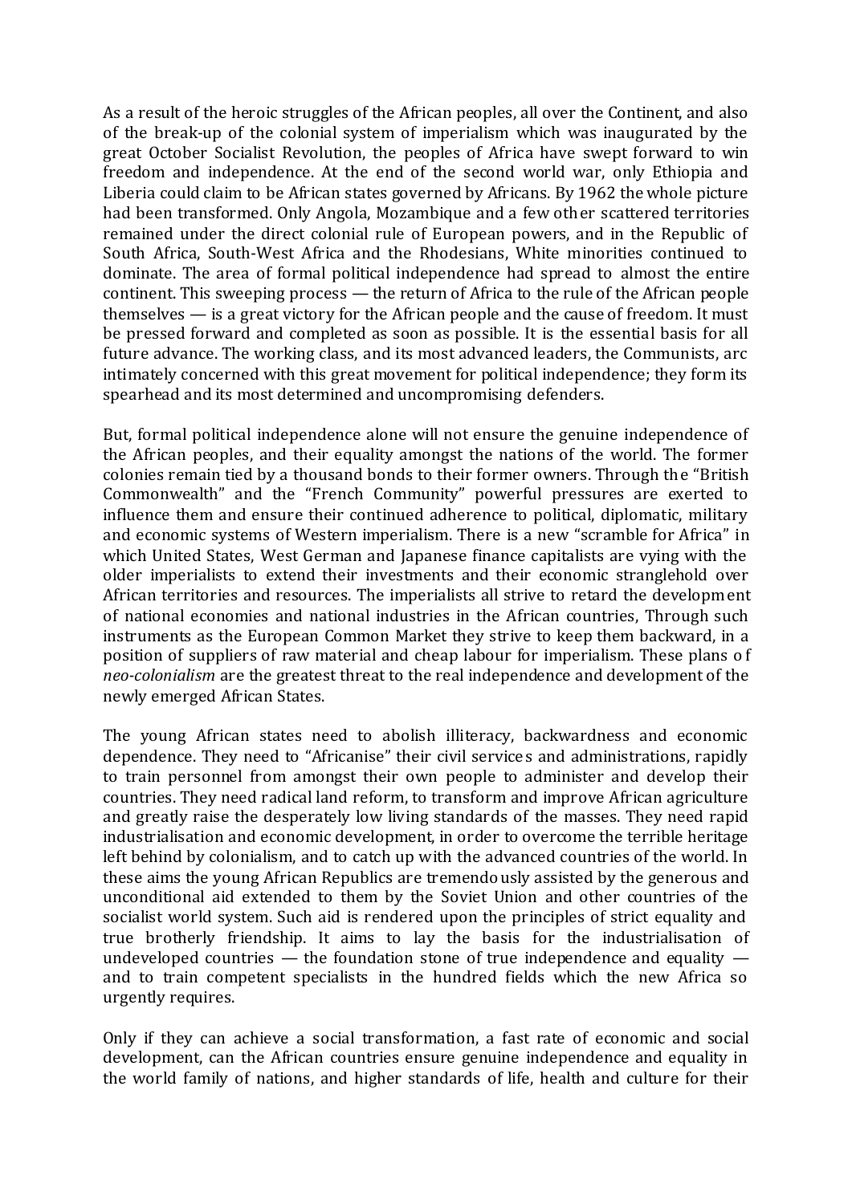As a result of the heroic struggles of the African peoples, all over the Continent, and also of the break-up of the colonial system of imperialism which was inaugurated by the great October Socialist Revolution, the peoples of Africa have swept forward to win freedom and independence. At the end of the second world war, only Ethiopia and Liberia could claim to be African states governed by Africans. By 1962 the whole picture had been transformed. Only Angola, Mozambique and a few other scattered territories remained under the direct colonial rule of European powers, and in the Republic of South Africa, South-West Africa and the Rhodesians, White minorities continued to dominate. The area of formal political independence had spread to almost the entire continent. This sweeping process — the return of Africa to the rule of the African people themselves — is a great victory for the African people and the cause of freedom. It must be pressed forward and completed as soon as possible. It is the essential basis for all future advance. The working class, and its most advanced leaders, the Communists, arc intimately concerned with this great movement for political independence; they form its spearhead and its most determined and uncompromising defenders.

But, formal political independence alone will not ensure the genuine independence of the African peoples, and their equality amongst the nations of the world. The former colonies remain tied by a thousand bonds to their former owners. Through the "British Commonwealth" and the "French Community" powerful pressures are exerted to influence them and ensure their continued adherence to political, diplomatic, military and economic systems of Western imperialism. There is a new "scramble for Africa" in which United States, West German and Japanese finance capitalists are vying with the older imperialists to extend their investments and their economic stranglehold over African territories and resources. The imperialists all strive to retard the development of national economies and national industries in the African countries, Through such instruments as the European Common Market they strive to keep them backward, in a position of suppliers of raw material and cheap labour for imperialism. These plans of *neo-colonialism* are the greatest threat to the real independence and development of the newly emerged African States.

The young African states need to abolish illiteracy, backwardness and economic dependence. They need to "Africanise" their civil services and administrations, rapidly to train personnel from amongst their own people to administer and develop their countries. They need radical land reform, to transform and improve African agriculture and greatly raise the desperately low living standards of the masses. They need rapid industrialisation and economic development, in order to overcome the terrible heritage left behind by colonialism, and to catch up with the advanced countries of the world. In these aims the young African Republics are tremendously assisted by the generous and unconditional aid extended to them by the Soviet Union and other countries of the socialist world system. Such aid is rendered upon the principles of strict equality and true brotherly friendship. It aims to lay the basis for the industrialisation of undeveloped countries — the foundation stone of true independence and equality — and to train competent specialists in the hundred fields which the new Africa so urgently requires.

Only if they can achieve a social transformation, a fast rate of economic and social development, can the African countries ensure genuine independence and equality in the world family of nations, and higher standards of life, health and culture for their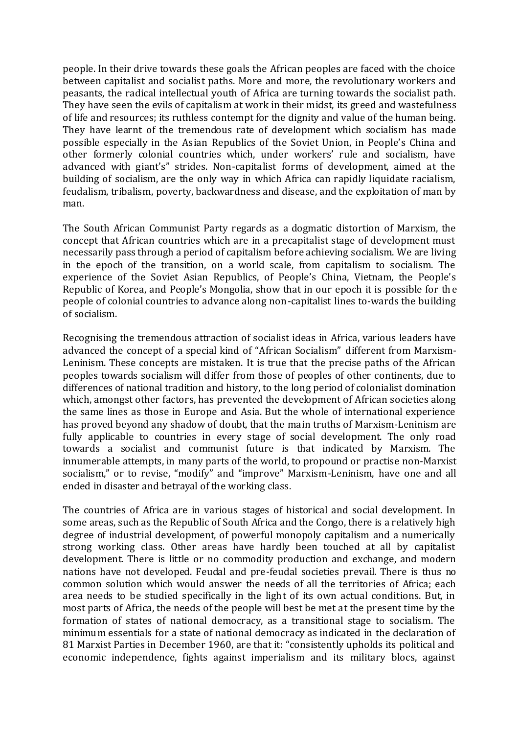people. In their drive towards these goals the African peoples are faced with the choice between capitalist and socialist paths. More and more, the revolutionary workers and peasants, the radical intellectual youth of Africa are turning towards the socialist path. They have seen the evils of capitalism at work in their midst, its greed and wastefulness of life and resources; its ruthless contempt for the dignity and value of the human being. They have learnt of the tremendous rate of development which socialism has made possible especially in the Asian Republics of the Soviet Union, in People's China and other formerly colonial countries which, under workers' rule and socialism, have advanced with giant's" strides. Non-capitalist forms of development, aimed at the building of socialism, are the only way in which Africa can rapidly liquidate racialism, feudalism, tribalism, poverty, backwardness and disease, and the exploitation of man by man.

The South African Communist Party regards as a dogmatic distortion of Marxism, the concept that African countries which are in a precapitalist stage of development must necessarily pass through a period of capitalism before achieving socialism. We are living in the epoch of the transition, on a world scale, from capitalism to socialism. The experience of the Soviet Asian Republics, of People's China, Vietnam, the People's Republic of Korea, and People's Mongolia, show that in our epoch it is possible for the people of colonial countries to advance along non-capitalist lines to-wards the building of socialism.

Recognising the tremendous attraction of socialist ideas in Africa, various leaders have advanced the concept of a special kind of "African Socialism" different from Marxism-Leninism. These concepts are mistaken. It is true that the precise paths of the African peoples towards socialism will differ from those of peoples of other continents, due to differences of national tradition and history, to the long period of colonialist domination which, amongst other factors, has prevented the development of African societies along the same lines as those in Europe and Asia. But the whole of international experience has proved beyond any shadow of doubt, that the main truths of Marxism-Leninism are fully applicable to countries in every stage of social development. The only road towards a socialist and communist future is that indicated by Marxism. The innumerable attempts, in many parts of the world, to propound or practise non-Marxist socialism," or to revise, "modify" and "improve" Marxism-Leninism, have one and all ended in disaster and betrayal of the working class.

The countries of Africa are in various stages of historical and social development. In some areas, such as the Republic of South Africa and the Congo, there is a relatively high degree of industrial development, of powerful monopoly capitalism and a numerically strong working class. Other areas have hardly been touched at all by capitalist development. There is little or no commodity production and exchange, and modern nations have not developed. Feudal and pre-feudal societies prevail. There is thus no common solution which would answer the needs of all the territories of Africa; each area needs to be studied specifically in the light of its own actual conditions. But, in most parts of Africa, the needs of the people will best be met at the present time by the formation of states of national democracy, as a transitional stage to socialism. The minimum essentials for a state of national democracy as indicated in the declaration of 81 Marxist Parties in December 1960, are that it: "consistently upholds its political and economic independence, fights against imperialism and its military blocs, against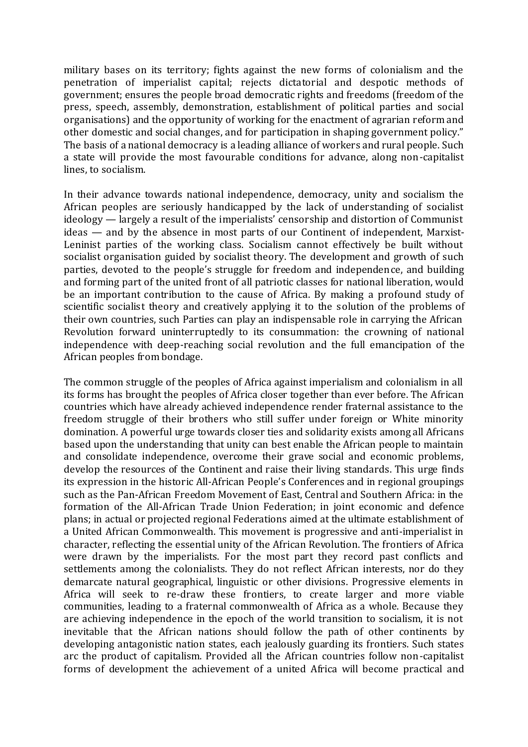military bases on its territory; fights against the new forms of colonialism and the penetration of imperialist capital; rejects dictatorial and despotic methods of government; ensures the people broad democratic rights and freedoms (freedom of the press, speech, assembly, demonstration, establishment of political parties and social organisations) and the opportunity of working for the enactment of agrarian reform and other domestic and social changes, and for participation in shaping government policy." The basis of a national democracy is a leading alliance of workers and rural people. Such a state will provide the most favourable conditions for advance, along non-capitalist lines, to socialism.

In their advance towards national independence, democracy, unity and socialism the African peoples are seriously handicapped by the lack of understanding of socialist ideology — largely a result of the imperialists' censorship and distortion of Communist ideas — and by the absence in most parts of our Continent of independent, Marxist-Leninist parties of the working class. Socialism cannot effectively be built without socialist organisation guided by socialist theory. The development and growth of such parties, devoted to the people's struggle for freedom and independence, and building and forming part of the united front of all patriotic classes for national liberation, would be an important contribution to the cause of Africa. By making a profound study of scientific socialist theory and creatively applying it to the solution of the problems of their own countries, such Parties can play an indispensable role in carrying the African Revolution forward uninterruptedly to its consummation: the crowning of national independence with deep-reaching social revolution and the full emancipation of the African peoples from bondage.

The common struggle of the peoples of Africa against imperialism and colonialism in all its forms has brought the peoples of Africa closer together than ever before. The African countries which have already achieved independence render fraternal assistance to the freedom struggle of their brothers who still suffer under foreign or White minority domination. A powerful urge towards closer ties and solidarity exists among all Africans based upon the understanding that unity can best enable the African people to maintain and consolidate independence, overcome their grave social and economic problems, develop the resources of the Continent and raise their living standards. This urge finds its expression in the historic All-African People's Conferences and in regional groupings such as the Pan-African Freedom Movement of East, Central and Southern Africa: in the formation of the All-African Trade Union Federation; in joint economic and defence plans; in actual or projected regional Federations aimed at the ultimate establishment of a United African Commonwealth. This movement is progressive and anti-imperialist in character, reflecting the essential unity of the African Revolution. The frontiers of Africa were drawn by the imperialists. For the most part they record past conflicts and settlements among the colonialists. They do not reflect African interests, nor do they demarcate natural geographical, linguistic or other divisions. Progressive elements in Africa will seek to re-draw these frontiers, to create larger and more viable communities, leading to a fraternal commonwealth of Africa as a whole. Because they are achieving independence in the epoch of the world transition to socialism, it is not inevitable that the African nations should follow the path of other continents by developing antagonistic nation states, each jealously guarding its frontiers. Such states arc the product of capitalism. Provided all the African countries follow non-capitalist forms of development the achievement of a united Africa will become practical and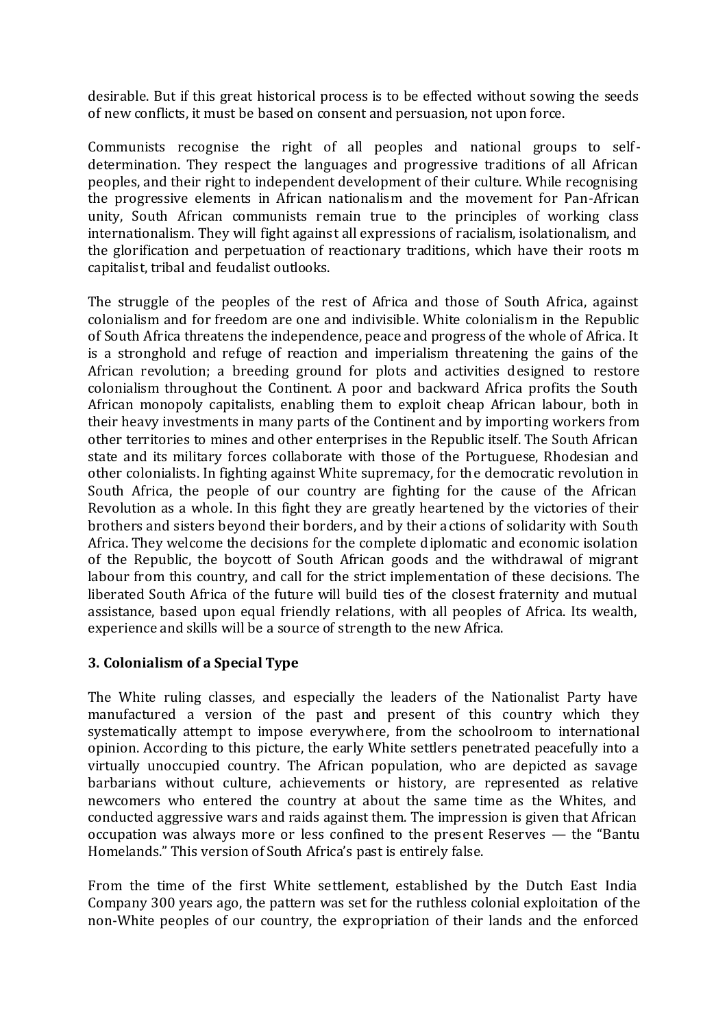desirable. But if this great historical process is to be effected without sowing the seeds of new conflicts, it must be based on consent and persuasion, not upon force.

Communists recognise the right of all peoples and national groups to self-determination. They respect the languages and progressive traditions of all African peoples, and their right to independent development of their culture. While recognising the progressive elements in African nationalism and the movement for Pan-African unity, South African communists remain true to the principles of working class internationalism. They will fight against all expressions of racialism, isolationalism, and the glorification and perpetuation of reactionary traditions, which have their roots m capitalist, tribal and feudalist outlooks.

The struggle of the peoples of the rest of Africa and those of South Africa, against colonialism and for freedom are one and indivisible. White colonialism in the Republic of South Africa threatens the independence, peace and progress of the whole of Africa. It is a stronghold and refuge of reaction and imperialism threatening the gains of the African revolution; a breeding ground for plots and activities designed to restore colonialism throughout the Continent. A poor and backward Africa profits the South African monopoly capitalists, enabling them to exploit cheap African labour, both in their heavy investments in many parts of the Continent and by importing workers from other territories to mines and other enterprises in the Republic itself. The South African state and its military forces collaborate with those of the Portuguese, Rhodesian and other colonialists. In fighting against White supremacy, for the democratic revolution in South Africa, the people of our country are fighting for the cause of the African Revolution as a whole. In this fight they are greatly heartened by the victories of their brothers and sisters beyond their borders, and by their actions of solidarity with South Africa. They welcome the decisions for the complete diplomatic and economic isolation of the Republic, the boycott of South African goods and the withdrawal of migrant labour from this country, and call for the strict implementation of these decisions. The liberated South Africa of the future will build ties of the closest fraternity and mutual assistance, based upon equal friendly relations, with all peoples of Africa. Its wealth, experience and skills will be a source of strength to the new Africa.

### 3. Colonialism of a Special Type

The White ruling classes, and especially the leaders of the Nationalist Party have manufactured a version of the past and present of this country which they systematically attempt to impose everywhere, from the schoolroom to international opinion. According to this picture, the early White settlers penetrated peacefully into a virtually unoccupied country. The African population, who are depicted as savage barbarians without culture, achievements or history, are represented as relative newcomers who entered the country at about the same time as the Whites, and conducted aggressive wars and raids against them. The impression is given that African occupation was always more or less confined to the present Reserves — the "Bantu Homelands." This version of South Africa's past is entirely false.

From the time of the first White settlement, established by the Dutch East India Company 300 years ago, the pattern was set for the ruthless colonial exploitation of the non-White peoples of our country, the expropriation of their lands and the enforced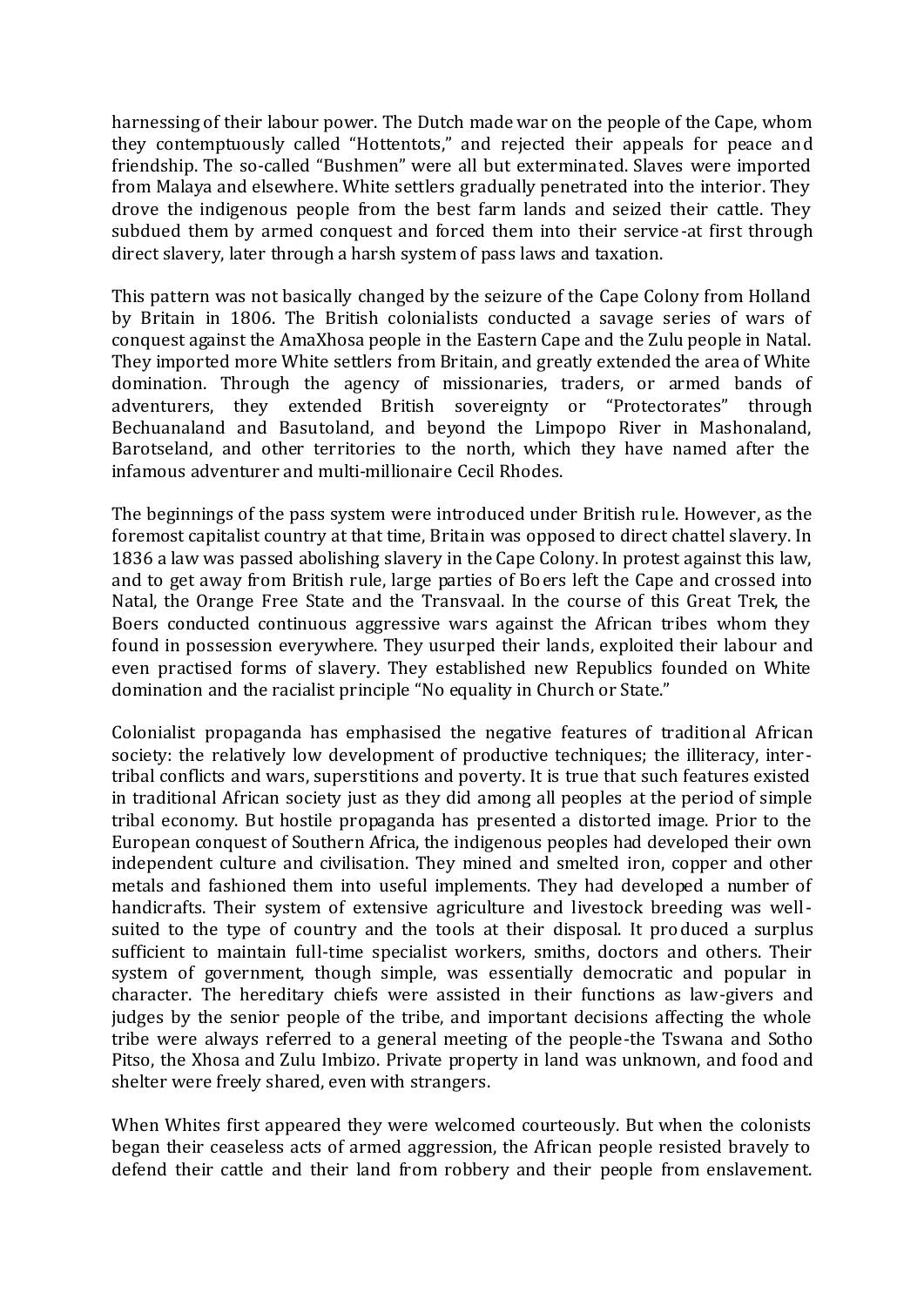harnessing of their labour power. The Dutch made war on the people of the Cape, whom they contemptuously called "Hottentots," and rejected their appeals for peace and friendship. The so-called "Bushmen" were all but exterminated. Slaves were imported from Malaya and elsewhere. White settlers gradually penetrated into the interior. They drove the indigenous people from the best farm lands and seized their cattle. They subdued them by armed conquest and forced them into their service-at first through direct slavery, later through a harsh system of pass laws and taxation.

This pattern was not basically changed by the seizure of the Cape Colony from Holland by Britain in 1806. The British colonialists conducted a savage series of wars of conquest against the AmaXhosa people in the Eastern Cape and the Zulu people in Natal. They imported more White settlers from Britain, and greatly extended the area of White domination. Through the agency of missionaries, traders, or armed bands of adventurers, they extended British sovereignty or "Protectorates" through Bechuanaland and Basutoland, and beyond the Limpopo River in Mashonaland, Barotseland, and other territories to the north, which they have named after the infamous adventurer and multi-millionaire Cecil Rhodes.

The beginnings of the pass system were introduced under British rule. However, as the foremost capitalist country at that time, Britain was opposed to direct chattel slavery. In 1836 a law was passed abolishing slavery in the Cape Colony. In protest against this law, and to get away from British rule, large parties of Boers left the Cape and crossed into Natal, the Orange Free State and the Transvaal. In the course of this Great Trek, the Boers conducted continuous aggressive wars against the African tribes whom they found in possession everywhere. They usurped their lands, exploited their labour and even practised forms of slavery. They established new Republics founded on White domination and the racialist principle "No equality in Church or State."

Colonialist propaganda has emphasised the negative features of traditional African society: the relatively low development of productive techniques; the illiteracy, inter-tribal conflicts and wars, superstitions and poverty. It is true that such features existed in traditional African society just as they did among all peoples at the period of simple tribal economy. But hostile propaganda has presented a distorted image. Prior to the European conquest of Southern Africa, the indigenous peoples had developed their own independent culture and civilisation. They mined and smelted iron, copper and other metals and fashioned them into useful implements. They had developed a number of handicrafts. Their system of extensive agriculture and livestock breeding was well-suited to the type of country and the tools at their disposal. It produced a surplus sufficient to maintain full-time specialist workers, smiths, doctors and others. Their system of government, though simple, was essentially democratic and popular in character. The hereditary chiefs were assisted in their functions as law-givers and judges by the senior people of the tribe, and important decisions affecting the whole tribe were always referred to a general meeting of the people-the Tswana and Sotho Pitso, the Xhosa and Zulu Imbizo. Private property in land was unknown, and food and shelter were freely shared, even with strangers.

When Whites first appeared they were welcomed courteously. But when the colonists began their ceaseless acts of armed aggression, the African people resisted bravely to defend their cattle and their land from robbery and their people from enslavement.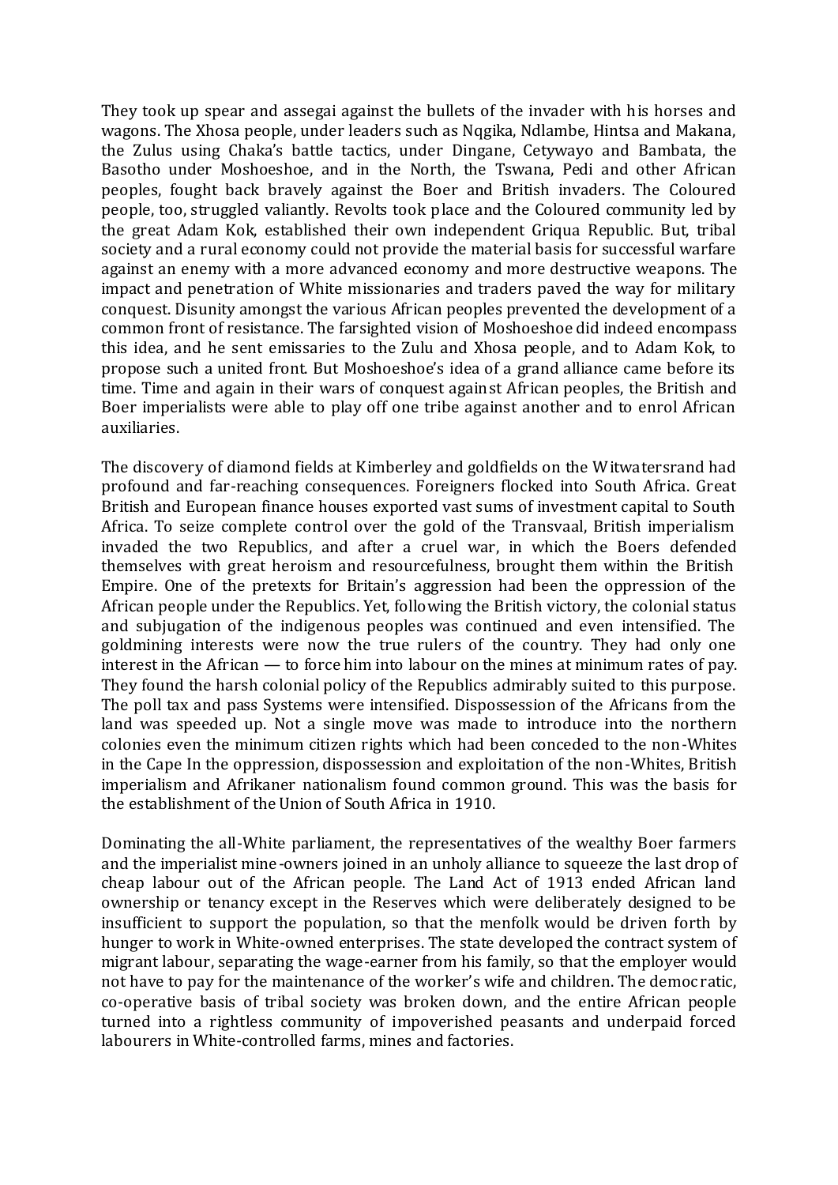They took up spear and assegai against the bullets of the invader with his horses and wagons. The Xhosa people, under leaders such as Nqgika, Ndlambe, Hintsa and Makana, the Zulus using Chaka's battle tactics, under Dingane, Cetywayo and Bambata, the Basotho under Moshoeshoe, and in the North, the Tswana, Pedi and other African peoples, fought back bravely against the Boer and British invaders. The Coloured people, too, struggled valiantly. Revolts took place and the Coloured community led by the great Adam Kok, established their own independent Griqua Republic. But, tribal society and a rural economy could not provide the material basis for successful warfare against an enemy with a more advanced economy and more destructive weapons. The impact and penetration of White missionaries and traders paved the way for military conquest. Disunity amongst the various African peoples prevented the development of a common front of resistance. The farsighted vision of Moshoeshoe did indeed encompass this idea, and he sent emissaries to the Zulu and Xhosa people, and to Adam Kok, to propose such a united front. But Moshoeshoe's idea of a grand alliance came before its time. Time and again in their wars of conquest against African peoples, the British and Boer imperialists were able to play off one tribe against another and to enrol African auxiliaries.

The discovery of diamond fields at Kimberley and goldfields on the Witwatersrand had profound and far-reaching consequences. Foreigners flocked into South Africa. Great British and European finance houses exported vast sums of investment capital to South Africa. To seize complete control over the gold of the Transvaal, British imperialism invaded the two Republics, and after a cruel war, in which the Boers defended themselves with great heroism and resourcefulness, brought them within the British Empire. One of the pretexts for Britain's aggression had been the oppression of the African people under the Republics. Yet, following the British victory, the colonial status and subjugation of the indigenous peoples was continued and even intensified. The goldmining interests were now the true rulers of the country. They had only one interest in the African — to force him into labour on the mines at minimum rates of pay. They found the harsh colonial policy of the Republics admirably suited to this purpose. The poll tax and pass Systems were intensified. Dispossession of the Africans from the land was speeded up. Not a single move was made to introduce into the northern colonies even the minimum citizen rights which had been conceded to the non-Whites in the Cape In the oppression, dispossession and exploitation of the non-Whites, British imperialism and Afrikaner nationalism found common ground. This was the basis for the establishment of the Union of South Africa in 1910.

Dominating the all-White parliament, the representatives of the wealthy Boer farmers and the imperialist mine-owners joined in an unholy alliance to squeeze the last drop of cheap labour out of the African people. The Land Act of 1913 ended African land ownership or tenancy except in the Reserves which were deliberately designed to be insufficient to support the population, so that the menfolk would be driven forth by hunger to work in White-owned enterprises. The state developed the contract system of migrant labour, separating the wage-earner from his family, so that the employer would not have to pay for the maintenance of the worker's wife and children. The democratic, co-operative basis of tribal society was broken down, and the entire African people turned into a rightless community of impoverished peasants and underpaid forced labourers in White-controlled farms, mines and factories.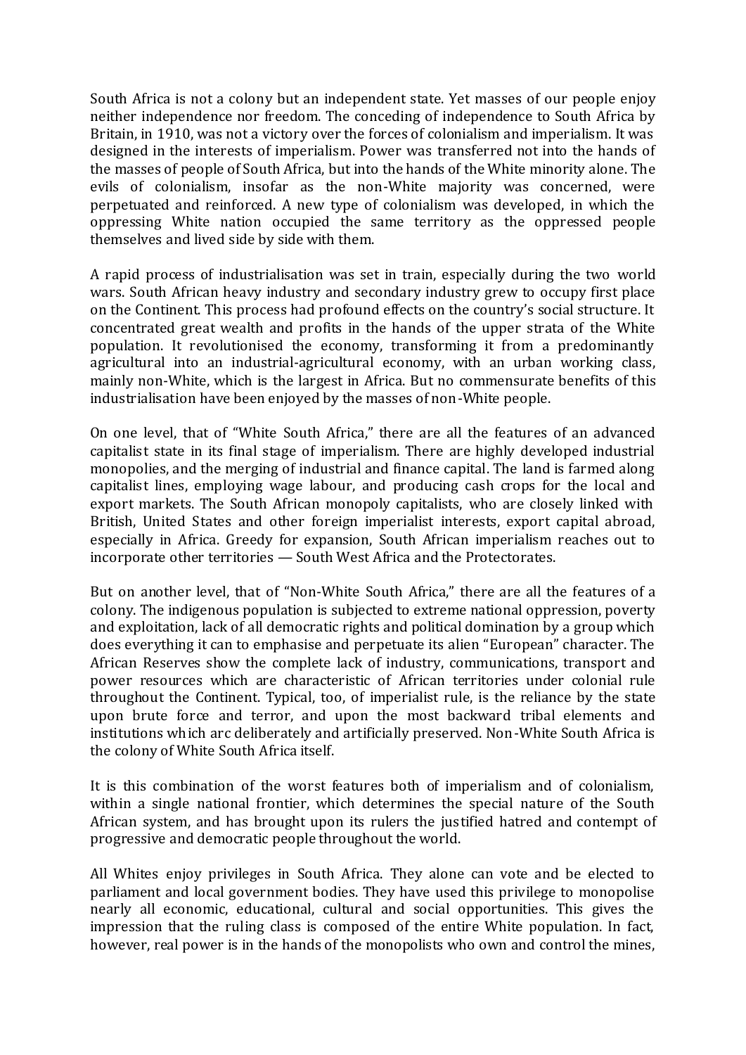South Africa is not a colony but an independent state. Yet masses of our people enjoy neither independence nor freedom. The conceding of independence to South Africa by Britain, in 1910, was not a victory over the forces of colonialism and imperialism. It was designed in the interests of imperialism. Power was transferred not into the hands of the masses of people of South Africa, but into the hands of the White minority alone. The evils of colonialism, insofar as the non-White majority was concerned, were perpetuated and reinforced. A new type of colonialism was developed, in which the oppressing White nation occupied the same territory as the oppressed people themselves and lived side by side with them.

A rapid process of industrialisation was set in train, especially during the two world wars. South African heavy industry and secondary industry grew to occupy first place on the Continent. This process had profound effects on the country's social structure. It concentrated great wealth and profits in the hands of the upper strata of the White population. It revolutionised the economy, transforming it from a predominantly agricultural into an industrial-agricultural economy, with an urban working class, mainly non-White, which is the largest in Africa. But no commensurate benefits of this industrialisation have been enjoyed by the masses of non-White people.

On one level, that of "White South Africa," there are all the features of an advanced capitalist state in its final stage of imperialism. There are highly developed industrial monopolies, and the merging of industrial and finance capital. The land is farmed along capitalist lines, employing wage labour, and producing cash crops for the local and export markets. The South African monopoly capitalists, who are closely linked with British, United States and other foreign imperialist interests, export capital abroad, especially in Africa. Greedy for expansion, South African imperialism reaches out to incorporate other territories — South West Africa and the Protectorates.

But on another level, that of "Non-White South Africa," there are all the features of a colony. The indigenous population is subjected to extreme national oppression, poverty and exploitation, lack of all democratic rights and political domination by a group which does everything it can to emphasise and perpetuate its alien "European" character. The African Reserves show the complete lack of industry, communications, transport and power resources which are characteristic of African territories under colonial rule throughout the Continent. Typical, too, of imperialist rule, is the reliance by the state upon brute force and terror, and upon the most backward tribal elements and institutions which arc deliberately and artificially preserved. Non-White South Africa is the colony of White South Africa itself.

It is this combination of the worst features both of imperialism and of colonialism, within a single national frontier, which determines the special nature of the South African system, and has brought upon its rulers the justified hatred and contempt of progressive and democratic people throughout the world.

All Whites enjoy privileges in South Africa. They alone can vote and be elected to parliament and local government bodies. They have used this privilege to monopolise nearly all economic, educational, cultural and social opportunities. This gives the impression that the ruling class is composed of the entire White population. In fact, however, real power is in the hands of the monopolists who own and control the mines,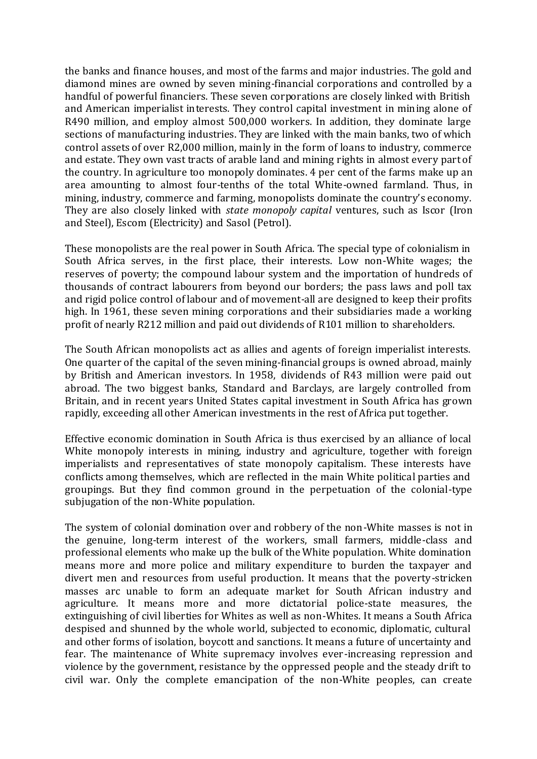the banks and finance houses, and most of the farms and major industries. The gold and diamond mines are owned by seven mining-financial corporations and controlled by a handful of powerful financiers. These seven corporations are closely linked with British and American imperialist interests. They control capital investment in mining alone of R490 million, and employ almost 500,000 workers. In addition, they dominate large sections of manufacturing industries. They are linked with the main banks, two of which control assets of over R2,000 million, mainly in the form of loans to industry, commerce and estate. They own vast tracts of arable land and mining rights in almost every part of the country. In agriculture too monopoly dominates. 4 per cent of the farms make up an area amounting to almost four-tenths of the total White-owned farmland. Thus, in mining, industry, commerce and farming, monopolists dominate the country's economy. They are also closely linked with *state monopoly capital* ventures, such as Iscor (Iron and Steel), Escom (Electricity) and Sasol (Petrol).

These monopolists are the real power in South Africa. The special type of colonialism in South Africa serves, in the first place, their interests. Low non-White wages; the reserves of poverty; the compound labour system and the importation of hundreds of thousands of contract labourers from beyond our borders; the pass laws and poll tax and rigid police control of labour and of movement-all are designed to keep their profits high. In 1961, these seven mining corporations and their subsidiaries made a working profit of nearly R212 million and paid out dividends of R101 million to shareholders.

The South African monopolists act as allies and agents of foreign imperialist interests. One quarter of the capital of the seven mining-financial groups is owned abroad, mainly by British and American investors. In 1958, dividends of R43 million were paid out abroad. The two biggest banks, Standard and Barclays, are largely controlled from Britain, and in recent years United States capital investment in South Africa has grown rapidly, exceeding all other American investments in the rest of Africa put together.

Effective economic domination in South Africa is thus exercised by an alliance of local White monopoly interests in mining, industry and agriculture, together with foreign imperialists and representatives of state monopoly capitalism. These interests have conflicts among themselves, which are reflected in the main White political parties and groupings. But they find common ground in the perpetuation of the colonial-type subjugation of the non-White population.

The system of colonial domination over and robbery of the non-White masses is not in the genuine, long-term interest of the workers, small farmers, middle-class and professional elements who make up the bulk of the White population. White domination means more and more police and military expenditure to burden the taxpayer and divert men and resources from useful production. It means that the poverty-stricken masses arc unable to form an adequate market for South African industry and agriculture. It means more and more dictatorial police-state measures, the extinguishing of civil liberties for Whites as well as non-Whites. It means a South Africa despised and shunned by the whole world, subjected to economic, diplomatic, cultural and other forms of isolation, boycott and sanctions. It means a future of uncertainty and fear. The maintenance of White supremacy involves ever-increasing repression and violence by the government, resistance by the oppressed people and the steady drift to civil war. Only the complete emancipation of the non-White peoples, can create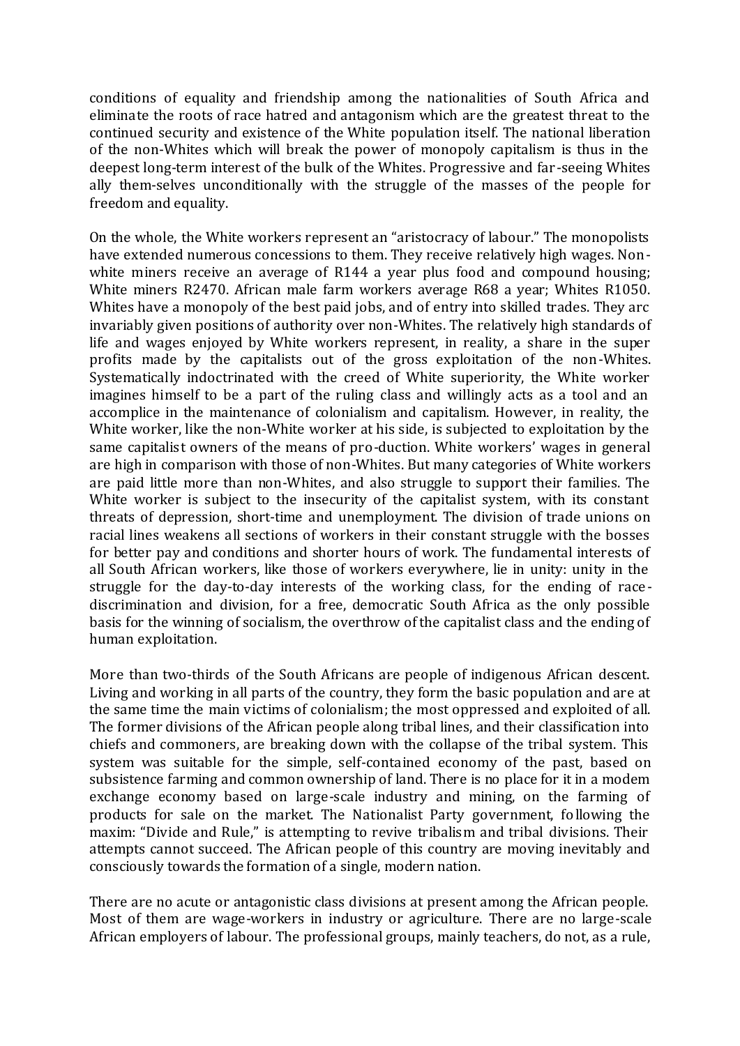conditions of equality and friendship among the nationalities of South Africa and eliminate the roots of race hatred and antagonism which are the greatest threat to the continued security and existence of the White population itself. The national liberation of the non-Whites which will break the power of monopoly capitalism is thus in the deepest long-term interest of the bulk of the Whites. Progressive and far-seeing Whites ally them-selves unconditionally with the struggle of the masses of the people for freedom and equality.

On the whole, the White workers represent an "aristocracy of labour." The monopolists have extended numerous concessions to them. They receive relatively high wages. Non-white miners receive an average of R144 a year plus food and compound housing; White miners R2470. African male farm workers average R68 a year; Whites R1050. Whites have a monopoly of the best paid jobs, and of entry into skilled trades. They arc invariably given positions of authority over non-Whites. The relatively high standards of life and wages enjoyed by White workers represent, in reality, a share in the super profits made by the capitalists out of the gross exploitation of the non-Whites. Systematically indoctrinated with the creed of White superiority, the White worker imagines himself to be a part of the ruling class and willingly acts as a tool and an accomplice in the maintenance of colonialism and capitalism. However, in reality, the White worker, like the non-White worker at his side, is subjected to exploitation by the same capitalist owners of the means of pro-duction. White workers' wages in general are high in comparison with those of non-Whites. But many categories of White workers are paid little more than non-Whites, and also struggle to support their families. The White worker is subject to the insecurity of the capitalist system, with its constant threats of depression, short-time and unemployment. The division of trade unions on racial lines weakens all sections of workers in their constant struggle with the bosses for better pay and conditions and shorter hours of work. The fundamental interests of all South African workers, like those of workers everywhere, lie in unity: unity in the struggle for the day-to-day interests of the working class, for the ending of race-discrimination and division, for a free, democratic South Africa as the only possible basis for the winning of socialism, the overthrow of the capitalist class and the ending of human exploitation.

More than two-thirds of the South Africans are people of indigenous African descent. Living and working in all parts of the country, they form the basic population and are at the same time the main victims of colonialism; the most oppressed and exploited of all. The former divisions of the African people along tribal lines, and their classification into chiefs and commoners, are breaking down with the collapse of the tribal system. This system was suitable for the simple, self-contained economy of the past, based on subsistence farming and common ownership of land. There is no place for it in a modem exchange economy based on large-scale industry and mining, on the farming of products for sale on the market. The Nationalist Party government, following the maxim: "Divide and Rule," is attempting to revive tribalism and tribal divisions. Their attempts cannot succeed. The African people of this country are moving inevitably and consciously towards the formation of a single, modern nation.

There are no acute or antagonistic class divisions at present among the African people. Most of them are wage-workers in industry or agriculture. There are no large-scale African employers of labour. The professional groups, mainly teachers, do not, as a rule,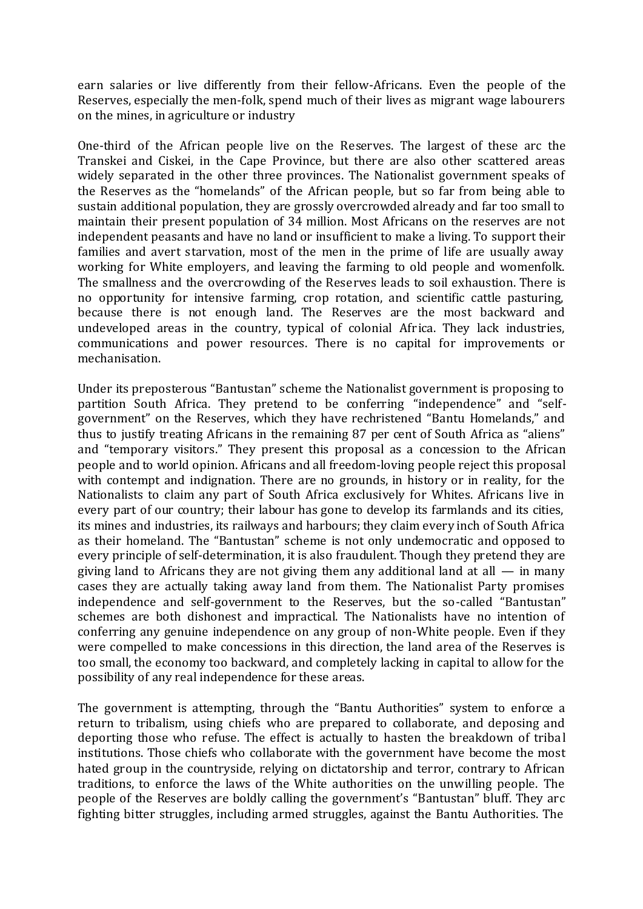earn salaries or live differently from their fellow-Africans. Even the people of the Reserves, especially the men-folk, spend much of their lives as migrant wage labourers on the mines, in agriculture or industry

One-third of the African people live on the Reserves. The largest of these arc the Transkei and Ciskei, in the Cape Province, but there are also other scattered areas widely separated in the other three provinces. The Nationalist government speaks of the Reserves as the "homelands" of the African people, but so far from being able to sustain additional population, they are grossly overcrowded already and far too small to maintain their present population of 34 million. Most Africans on the reserves are not independent peasants and have no land or insufficient to make a living. To support their families and avert starvation, most of the men in the prime of life are usually away working for White employers, and leaving the farming to old people and womenfolk. The smallness and the overcrowding of the Reserves leads to soil exhaustion. There is no opportunity for intensive farming, crop rotation, and scientific cattle pasturing, because there is not enough land. The Reserves are the most backward and undeveloped areas in the country, typical of colonial Africa. They lack industries, communications and power resources. There is no capital for improvements or mechanisation.

Under its preposterous "Bantustan" scheme the Nationalist government is proposing to partition South Africa. They pretend to be conferring "independence" and "self-government" on the Reserves, which they have rechristened "Bantu Homelands," and thus to justify treating Africans in the remaining 87 per cent of South Africa as "aliens" and "temporary visitors." They present this proposal as a concession to the African people and to world opinion. Africans and all freedom-loving people reject this proposal with contempt and indignation. There are no grounds, in history or in reality, for the Nationalists to claim any part of South Africa exclusively for Whites. Africans live in every part of our country; their labour has gone to develop its farmlands and its cities, its mines and industries, its railways and harbours; they claim every inch of South Africa as their homeland. The "Bantustan" scheme is not only undemocratic and opposed to every principle of self-determination, it is also fraudulent. Though they pretend they are giving land to Africans they are not giving them any additional land at all — in many cases they are actually taking away land from them. The Nationalist Party promises independence and self-government to the Reserves, but the so-called "Bantustan" schemes are both dishonest and impractical. The Nationalists have no intention of conferring any genuine independence on any group of non-White people. Even if they were compelled to make concessions in this direction, the land area of the Reserves is too small, the economy too backward, and completely lacking in capital to allow for the possibility of any real independence for these areas.

The government is attempting, through the "Bantu Authorities" system to enforce a return to tribalism, using chiefs who are prepared to collaborate, and deposing and deporting those who refuse. The effect is actually to hasten the breakdown of tribal institutions. Those chiefs who collaborate with the government have become the most hated group in the countryside, relying on dictatorship and terror, contrary to African traditions, to enforce the laws of the White authorities on the unwilling people. The people of the Reserves are boldly calling the government's "Bantustan" bluff. They arc fighting bitter struggles, including armed struggles, against the Bantu Authorities. The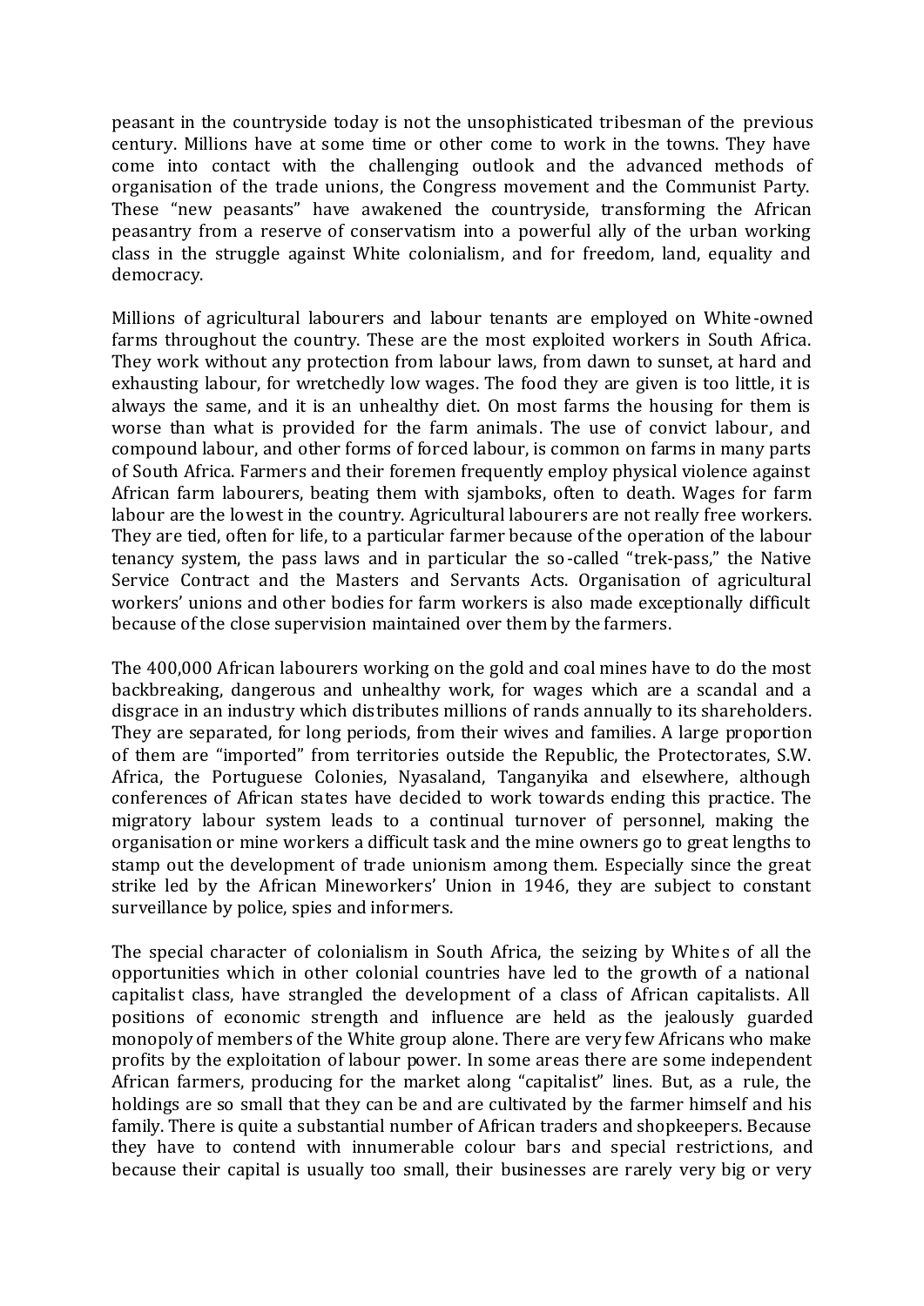peasant in the countryside today is not the unsophisticated tribesman of the previous century. Millions have at some time or other come to work in the towns. They have come into contact with the challenging outlook and the advanced methods of organisation of the trade unions, the Congress movement and the Communist Party. These "new peasants" have awakened the countryside, transforming the African peasantry from a reserve of conservatism into a powerful ally of the urban working class in the struggle against White colonialism, and for freedom, land, equality and democracy.

Millions of agricultural labourers and labour tenants are employed on White-owned farms throughout the country. These are the most exploited workers in South Africa. They work without any protection from labour laws, from dawn to sunset, at hard and exhausting labour, for wretchedly low wages. The food they are given is too little, it is always the same, and it is an unhealthy diet. On most farms the housing for them is worse than what is provided for the farm animals. The use of convict labour, and compound labour, and other forms of forced labour, is common on farms in many parts of South Africa. Farmers and their foremen frequently employ physical violence against African farm labourers, beating them with sjamboks, often to death. Wages for farm labour are the lowest in the country. Agricultural labourers are not really free workers. They are tied, often for life, to a particular farmer because of the operation of the labour tenancy system, the pass laws and in particular the so-called "trek-pass," the Native Service Contract and the Masters and Servants Acts. Organisation of agricultural workers' unions and other bodies for farm workers is also made exceptionally difficult because of the close supervision maintained over them by the farmers.

The 400,000 African labourers working on the gold and coal mines have to do the most backbreaking, dangerous and unhealthy work, for wages which are a scandal and a disgrace in an industry which distributes millions of rands annually to its shareholders. They are separated, for long periods, from their wives and families. A large proportion of them are "imported" from territories outside the Republic, the Protectorates, S.W. Africa, the Portuguese Colonies, Nyasaland, Tanganyika and elsewhere, although conferences of African states have decided to work towards ending this practice. The migratory labour system leads to a continual turnover of personnel, making the organisation or mine workers a difficult task and the mine owners go to great lengths to stamp out the development of trade unionism among them. Especially since the great strike led by the African Mineworkers' Union in 1946, they are subject to constant surveillance by police, spies and informers.

The special character of colonialism in South Africa, the seizing by Whites of all the opportunities which in other colonial countries have led to the growth of a national capitalist class, have strangled the development of a class of African capitalists. All positions of economic strength and influence are held as the jealously guarded monopoly of members of the White group alone. There are very few Africans who make profits by the exploitation of labour power. In some areas there are some independent African farmers, producing for the market along "capitalist" lines. But, as a rule, the holdings are so small that they can be and are cultivated by the farmer himself and his family. There is quite a substantial number of African traders and shopkeepers. Because they have to contend with innumerable colour bars and special restrictions, and because their capital is usually too small, their businesses are rarely very big or very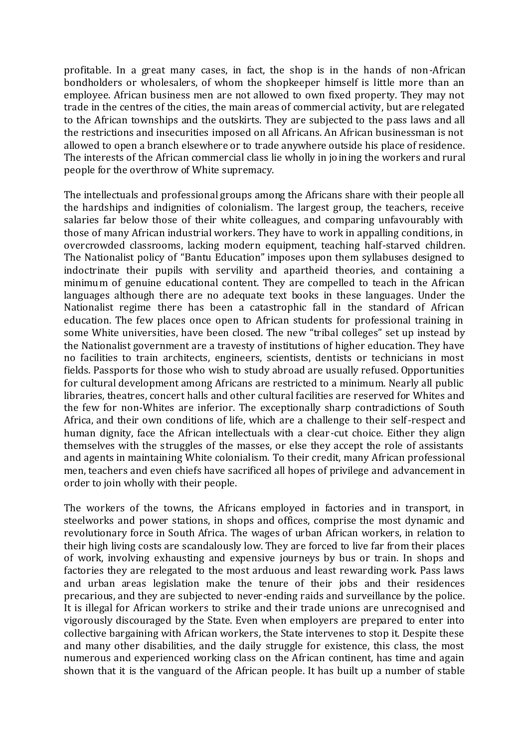profitable. In a great many cases, in fact, the shop is in the hands of non-African bondholders or wholesalers, of whom the shopkeeper himself is little more than an employee. African business men are not allowed to own fixed property. They may not trade in the centres of the cities, the main areas of commercial activity, but are relegated to the African townships and the outskirts. They are subjected to the pass laws and all the restrictions and insecurities imposed on all Africans. An African businessman is not allowed to open a branch elsewhere or to trade anywhere outside his place of residence. The interests of the African commercial class lie wholly in joining the workers and rural people for the overthrow of White supremacy.

The intellectuals and professional groups among the Africans share with their people all the hardships and indignities of colonialism. The largest group, the teachers, receive salaries far below those of their white colleagues, and comparing unfavourably with those of many African industrial workers. They have to work in appalling conditions, in overcrowded classrooms, lacking modern equipment, teaching half-starved children. The Nationalist policy of "Bantu Education" imposes upon them syllabuses designed to indoctrinate their pupils with servility and apartheid theories, and containing a minimum of genuine educational content. They are compelled to teach in the African languages although there are no adequate text books in these languages. Under the Nationalist regime there has been a catastrophic fall in the standard of African education. The few places once open to African students for professional training in some White universities, have been closed. The new "tribal colleges" set up instead by the Nationalist government are a travesty of institutions of higher education. They have no facilities to train architects, engineers, scientists, dentists or technicians in most fields. Passports for those who wish to study abroad are usually refused. Opportunities for cultural development among Africans are restricted to a minimum. Nearly all public libraries, theatres, concert halls and other cultural facilities are reserved for Whites and the few for non-Whites are inferior. The exceptionally sharp contradictions of South Africa, and their own conditions of life, which are a challenge to their self-respect and human dignity, face the African intellectuals with a clear-cut choice. Either they align themselves with the struggles of the masses, or else they accept the role of assistants and agents in maintaining White colonialism. To their credit, many African professional men, teachers and even chiefs have sacrificed all hopes of privilege and advancement in order to join wholly with their people.

The workers of the towns, the Africans employed in factories and in transport, in steelworks and power stations, in shops and offices, comprise the most dynamic and revolutionary force in South Africa. The wages of urban African workers, in relation to their high living costs are scandalously low. They are forced to live far from their places of work, involving exhausting and expensive journeys by bus or train. In shops and factories they are relegated to the most arduous and least rewarding work. Pass laws and urban areas legislation make the tenure of their jobs and their residences precarious, and they are subjected to never-ending raids and surveillance by the police. It is illegal for African workers to strike and their trade unions are unrecognised and vigorously discouraged by the State. Even when employers are prepared to enter into collective bargaining with African workers, the State intervenes to stop it. Despite these and many other disabilities, and the daily struggle for existence, this class, the most numerous and experienced working class on the African continent, has time and again shown that it is the vanguard of the African people. It has built up a number of stable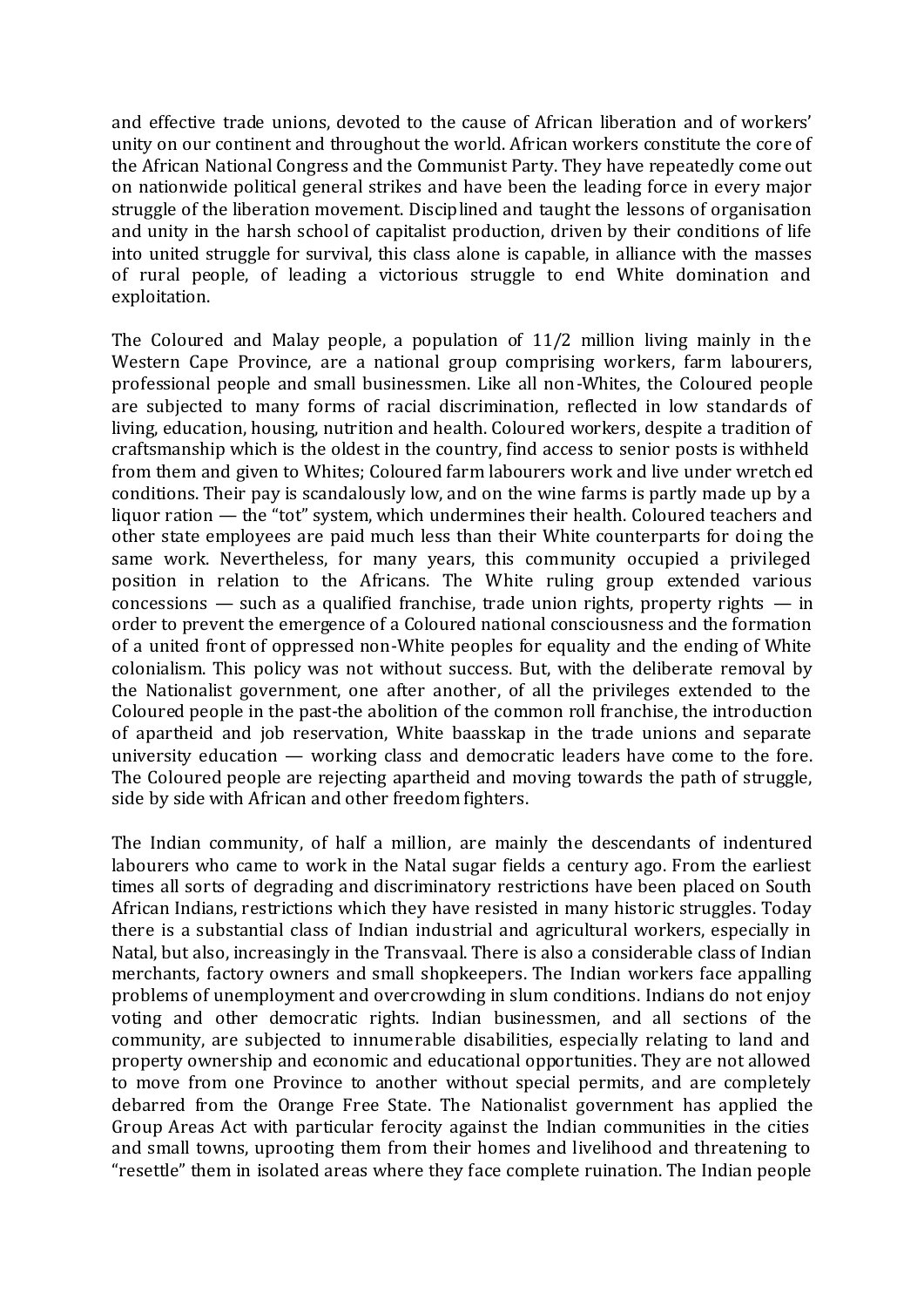and effective trade unions, devoted to the cause of African liberation and of workers' unity on our continent and throughout the world. African workers constitute the core of the African National Congress and the Communist Party. They have repeatedly come out on nationwide political general strikes and have been the leading force in every major struggle of the liberation movement. Disciplined and taught the lessons of organisation and unity in the harsh school of capitalist production, driven by their conditions of life into united struggle for survival, this class alone is capable, in alliance with the masses of rural people, of leading a victorious struggle to end White domination and exploitation.

The Coloured and Malay people, a population of 11/2 million living mainly in the Western Cape Province, are a national group comprising workers, farm labourers, professional people and small businessmen. Like all non-Whites, the Coloured people are subjected to many forms of racial discrimination, reflected in low standards of living, education, housing, nutrition and health. Coloured workers, despite a tradition of craftsmanship which is the oldest in the country, find access to senior posts is withheld from them and given to Whites; Coloured farm labourers work and live under wretched conditions. Their pay is scandalously low, and on the wine farms is partly made up by a liquor ration — the "tot" system, which undermines their health. Coloured teachers and other state employees are paid much less than their White counterparts for doing the same work. Nevertheless, for many years, this community occupied a privileged position in relation to the Africans. The White ruling group extended various concessions — such as a qualified franchise, trade union rights, property rights — in order to prevent the emergence of a Coloured national consciousness and the formation of a united front of oppressed non-White peoples for equality and the ending of White colonialism. This policy was not without success. But, with the deliberate removal by the Nationalist government, one after another, of all the privileges extended to the Coloured people in the past-the abolition of the common roll franchise, the introduction of apartheid and job reservation, White baasskap in the trade unions and separate university education — working class and democratic leaders have come to the fore. The Coloured people are rejecting apartheid and moving towards the path of struggle, side by side with African and other freedom fighters.

The Indian community, of half a million, are mainly the descendants of indentured labourers who came to work in the Natal sugar fields a century ago. From the earliest times all sorts of degrading and discriminatory restrictions have been placed on South African Indians, restrictions which they have resisted in many historic struggles. Today there is a substantial class of Indian industrial and agricultural workers, especially in Natal, but also, increasingly in the Transvaal. There is also a considerable class of Indian merchants, factory owners and small shopkeepers. The Indian workers face appalling problems of unemployment and overcrowding in slum conditions. Indians do not enjoy voting and other democratic rights. Indian businessmen, and all sections of the community, are subjected to innumerable disabilities, especially relating to land and property ownership and economic and educational opportunities. They are not allowed to move from one Province to another without special permits, and are completely debarred from the Orange Free State. The Nationalist government has applied the Group Areas Act with particular ferocity against the Indian communities in the cities and small towns, uprooting them from their homes and livelihood and threatening to "resettle" them in isolated areas where they face complete ruination. The Indian people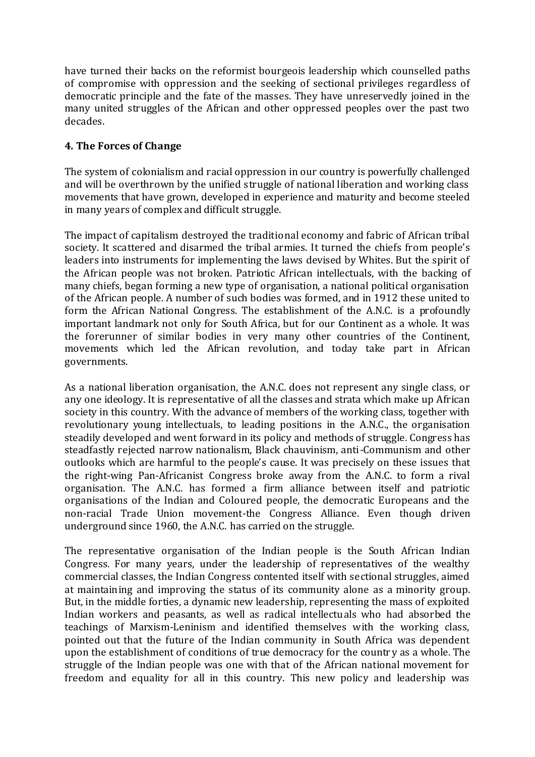have turned their backs on the reformist bourgeois leadership which counselled paths of compromise with oppression and the seeking of sectional privileges regardless of democratic principle and the fate of the masses. They have unreservedly joined in the many united struggles of the African and other oppressed peoples over the past two decades.

### 4. The Forces of Change

The system of colonialism and racial oppression in our country is powerfully challenged and will be overthrown by the unified struggle of national liberation and working class movements that have grown, developed in experience and maturity and become steeled in many years of complex and difficult struggle.

The impact of capitalism destroyed the traditional economy and fabric of African tribal society. It scattered and disarmed the tribal armies. It turned the chiefs from people's leaders into instruments for implementing the laws devised by Whites. But the spirit of the African people was not broken. Patriotic African intellectuals, with the backing of many chiefs, began forming a new type of organisation, a national political organisation of the African people. A number of such bodies was formed, and in 1912 these united to form the African National Congress. The establishment of the A.N.C. is a profoundly important landmark not only for South Africa, but for our Continent as a whole. It was the forerunner of similar bodies in very many other countries of the Continent, movements which led the African revolution, and today take part in African governments.

As a national liberation organisation, the A.N.C. does not represent any single class, or any one ideology. It is representative of all the classes and strata which make up African society in this country. With the advance of members of the working class, together with revolutionary young intellectuals, to leading positions in the A.N.C., the organisation steadily developed and went forward in its policy and methods of struggle. Congress has steadfastly rejected narrow nationalism, Black chauvinism, anti-Communism and other outlooks which are harmful to the people's cause. It was precisely on these issues that the right-wing Pan-Africanist Congress broke away from the A.N.C. to form a rival organisation. The A.N.C. has formed a firm alliance between itself and patriotic organisations of the Indian and Coloured people, the democratic Europeans and the non-racial Trade Union movement-the Congress Alliance. Even though driven underground since 1960, the A.N.C. has carried on the struggle.

The representative organisation of the Indian people is the South African Indian Congress. For many years, under the leadership of representatives of the wealthy commercial classes, the Indian Congress contented itself with sectional struggles, aimed at maintaining and improving the status of its community alone as a minority group. But, in the middle forties, a dynamic new leadership, representing the mass of exploited Indian workers and peasants, as well as radical intellectuals who had absorbed the teachings of Marxism-Leninism and identified themselves with the working class, pointed out that the future of the Indian community in South Africa was dependent upon the establishment of conditions of true democracy for the country as a whole. The struggle of the Indian people was one with that of the African national movement for freedom and equality for all in this country. This new policy and leadership was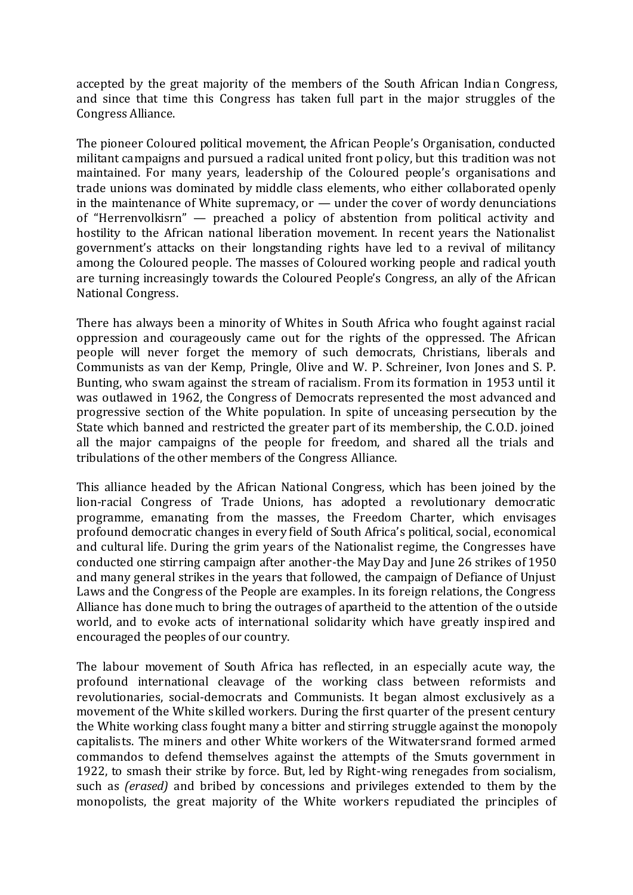accepted by the great majority of the members of the South African Indian Congress, and since that time this Congress has taken full part in the major struggles of the Congress Alliance.

The pioneer Coloured political movement, the African People's Organisation, conducted militant campaigns and pursued a radical united front policy, but this tradition was not maintained. For many years, leadership of the Coloured people's organisations and trade unions was dominated by middle class elements, who either collaborated openly in the maintenance of White supremacy, or — under the cover of wordy denunciations of "Herrenvolkisrn" — preached a policy of abstention from political activity and hostility to the African national liberation movement. In recent years the Nationalist government's attacks on their longstanding rights have led to a revival of militancy among the Coloured people. The masses of Coloured working people and radical youth are turning increasingly towards the Coloured People's Congress, an ally of the African National Congress.

There has always been a minority of Whites in South Africa who fought against racial oppression and courageously came out for the rights of the oppressed. The African people will never forget the memory of such democrats, Christians, liberals and Communists as van der Kemp, Pringle, Olive and W. P. Schreiner, Ivon Jones and S. P. Bunting, who swam against the stream of racialism. From its formation in 1953 until it was outlawed in 1962, the Congress of Democrats represented the most advanced and progressive section of the White population. In spite of unceasing persecution by the State which banned and restricted the greater part of its membership, the C.O.D. joined all the major campaigns of the people for freedom, and shared all the trials and tribulations of the other members of the Congress Alliance.

This alliance headed by the African National Congress, which has been joined by the lion-racial Congress of Trade Unions, has adopted a revolutionary democratic programme, emanating from the masses, the Freedom Charter, which envisages profound democratic changes in every field of South Africa's political, social, economical and cultural life. During the grim years of the Nationalist regime, the Congresses have conducted one stirring campaign after another-the May Day and June 26 strikes of 1950 and many general strikes in the years that followed, the campaign of Defiance of Unjust Laws and the Congress of the People are examples. In its foreign relations, the Congress Alliance has done much to bring the outrages of apartheid to the attention of the outside world, and to evoke acts of international solidarity which have greatly inspired and encouraged the peoples of our country.

The labour movement of South Africa has reflected, in an especially acute way, the profound international cleavage of the working class between reformists and revolutionaries, social-democrats and Communists. It began almost exclusively as a movement of the White skilled workers. During the first quarter of the present century the White working class fought many a bitter and stirring struggle against the monopoly capitalists. The miners and other White workers of the Witwatersrand formed armed commandos to defend themselves against the attempts of the Smuts government in 1922, to smash their strike by force. But, led by Right-wing renegades from socialism, such as *(erased)* and bribed by concessions and privileges extended to them by the monopolists, the great majority of the White workers repudiated the principles of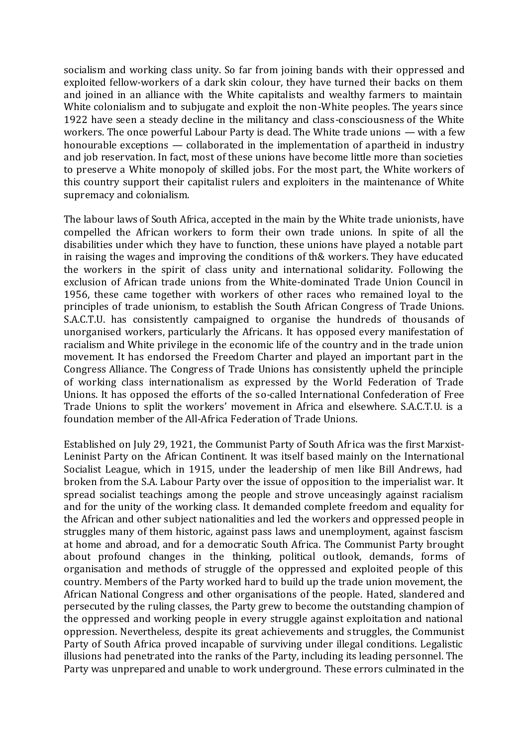socialism and working class unity. So far from joining bands with their oppressed and exploited fellow-workers of a dark skin colour, they have turned their backs on them and joined in an alliance with the White capitalists and wealthy farmers to maintain White colonialism and to subjugate and exploit the non-White peoples. The years since 1922 have seen a steady decline in the militancy and class-consciousness of the White workers. The once powerful Labour Party is dead. The White trade unions — with a few honourable exceptions — collaborated in the implementation of apartheid in industry and job reservation. In fact, most of these unions have become little more than societies to preserve a White monopoly of skilled jobs. For the most part, the White workers of this country support their capitalist rulers and exploiters in the maintenance of White supremacy and colonialism.

The labour laws of South Africa, accepted in the main by the White trade unionists, have compelled the African workers to form their own trade unions. In spite of all the disabilities under which they have to function, these unions have played a notable part in raising the wages and improving the conditions of th& workers. They have educated the workers in the spirit of class unity and international solidarity. Following the exclusion of African trade unions from the White-dominated Trade Union Council in 1956, these came together with workers of other races who remained loyal to the principles of trade unionism, to establish the South African Congress of Trade Unions. S.A.C.T.U. has consistently campaigned to organise the hundreds of thousands of unorganised workers, particularly the Africans. It has opposed every manifestation of racialism and White privilege in the economic life of the country and in the trade union movement. It has endorsed the Freedom Charter and played an important part in the Congress Alliance. The Congress of Trade Unions has consistently upheld the principle of working class internationalism as expressed by the World Federation of Trade Unions. It has opposed the efforts of the so-called International Confederation of Free Trade Unions to split the workers' movement in Africa and elsewhere. S.A.C.T.U. is a foundation member of the All-Africa Federation of Trade Unions.

Established on July 29, 1921, the Communist Party of South Africa was the first Marxist-Leninist Party on the African Continent. It was itself based mainly on the International Socialist League, which in 1915, under the leadership of men like Bill Andrews, had broken from the S.A. Labour Party over the issue of opposition to the imperialist war. It spread socialist teachings among the people and strove unceasingly against racialism and for the unity of the working class. It demanded complete freedom and equality for the African and other subject nationalities and led the workers and oppressed people in struggles many of them historic, against pass laws and unemployment, against fascism at home and abroad, and for a democratic South Africa. The Communist Party brought about profound changes in the thinking, political outlook, demands, forms of organisation and methods of struggle of the oppressed and exploited people of this country. Members of the Party worked hard to build up the trade union movement, the African National Congress and other organisations of the people. Hated, slandered and persecuted by the ruling classes, the Party grew to become the outstanding champion of the oppressed and working people in every struggle against exploitation and national oppression. Nevertheless, despite its great achievements and struggles, the Communist Party of South Africa proved incapable of surviving under illegal conditions. Legalistic illusions had penetrated into the ranks of the Party, including its leading personnel. The Party was unprepared and unable to work underground. These errors culminated in the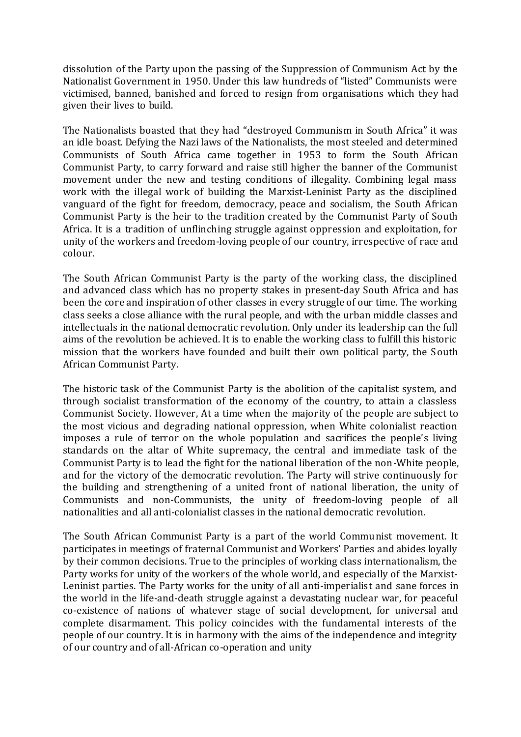dissolution of the Party upon the passing of the Suppression of Communism Act by the Nationalist Government in 1950. Under this law hundreds of "listed" Communists were victimised, banned, banished and forced to resign from organisations which they had given their lives to build.

The Nationalists boasted that they had "destroyed Communism in South Africa" it was an idle boast. Defying the Nazi laws of the Nationalists, the most steeled and determined Communists of South Africa came together in 1953 to form the South African Communist Party, to carry forward and raise still higher the banner of the Communist movement under the new and testing conditions of illegality. Combining legal mass work with the illegal work of building the Marxist-Leninist Party as the disciplined vanguard of the fight for freedom, democracy, peace and socialism, the South African Communist Party is the heir to the tradition created by the Communist Party of South Africa. It is a tradition of unflinching struggle against oppression and exploitation, for unity of the workers and freedom-loving people of our country, irrespective of race and colour.

The South African Communist Party is the party of the working class, the disciplined and advanced class which has no property stakes in present-day South Africa and has been the core and inspiration of other classes in every struggle of our time. The working class seeks a close alliance with the rural people, and with the urban middle classes and intellectuals in the national democratic revolution. Only under its leadership can the full aims of the revolution be achieved. It is to enable the working class to fulfill this historic mission that the workers have founded and built their own political party, the South African Communist Party.

The historic task of the Communist Party is the abolition of the capitalist system, and through socialist transformation of the economy of the country, to attain a classless Communist Society. However, At a time when the majority of the people are subject to the most vicious and degrading national oppression, when White colonialist reaction imposes a rule of terror on the whole population and sacrifices the people's living standards on the altar of White supremacy, the central and immediate task of the Communist Party is to lead the fight for the national liberation of the non-White people, and for the victory of the democratic revolution. The Party will strive continuously for the building and strengthening of a united front of national liberation, the unity of Communists and non-Communists, the unity of freedom-loving people of all nationalities and all anti-colonialist classes in the national democratic revolution.

The South African Communist Party is a part of the world Communist movement. It participates in meetings of fraternal Communist and Workers' Parties and abides loyally by their common decisions. True to the principles of working class internationalism, the Party works for unity of the workers of the whole world, and especially of the Marxist-Leninist parties. The Party works for the unity of all anti-imperialist and sane forces in the world in the life-and-death struggle against a devastating nuclear war, for peaceful co-existence of nations of whatever stage of social development, for universal and complete disarmament. This policy coincides with the fundamental interests of the people of our country. It is in harmony with the aims of the independence and integrity of our country and of all-African co-operation and unity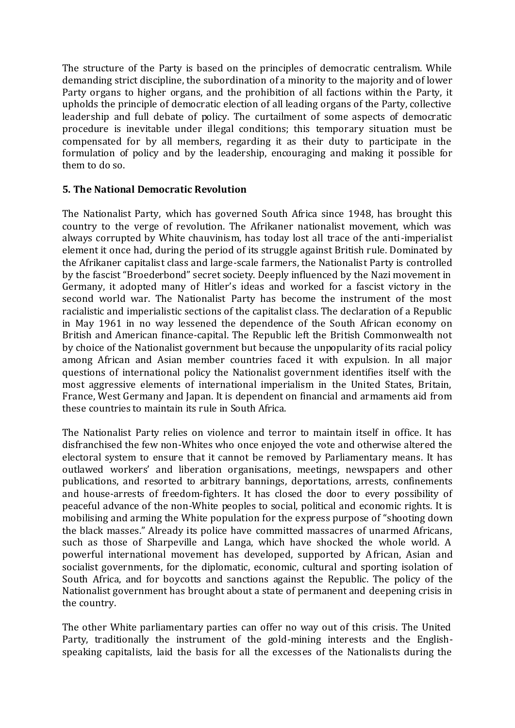The structure of the Party is based on the principles of democratic centralism. While demanding strict discipline, the subordination of a minority to the majority and of lower Party organs to higher organs, and the prohibition of all factions within the Party, it upholds the principle of democratic election of all leading organs of the Party, collective leadership and full debate of policy. The curtailment of some aspects of democratic procedure is inevitable under illegal conditions; this temporary situation must be compensated for by all members, regarding it as their duty to participate in the formulation of policy and by the leadership, encouraging and making it possible for them to do so.

**5. The National Democratic Revolution**

The Nationalist Party, which has governed South Africa since 1948, has brought this country to the verge of revolution. The Afrikaner nationalist movement, which was always corrupted by White chauvinism, has today lost all trace of the anti-imperialist element it once had, during the period of its struggle against British rule. Dominated by the Afrikaner capitalist class and large-scale farmers, the Nationalist Party is controlled by the fascist "Broederbond" secret society. Deeply influenced by the Nazi movement in Germany, it adopted many of Hitler's ideas and worked for a fascist victory in the second world war. The Nationalist Party has become the instrument of the most racialistic and imperialistic sections of the capitalist class. The declaration of a Republic in May 1961 in no way lessened the dependence of the South African economy on British and American finance-capital. The Republic left the British Commonwealth not by choice of the Nationalist government but because the unpopularity of its racial policy among African and Asian member countries faced it with expulsion. In all major questions of international policy the Nationalist government identifies itself with the most aggressive elements of international imperialism in the United States, Britain, France, West Germany and Japan. It is dependent on financial and armaments aid from these countries to maintain its rule in South Africa.

The Nationalist Party relies on violence and terror to maintain itself in office. It has disfranchised the few non-Whites who once enjoyed the vote and otherwise altered the electoral system to ensure that it cannot be removed by Parliamentary means. It has outlawed workers' and liberation organisations, meetings, newspapers and other publications, and resorted to arbitrary bannings, deportations, arrests, confinements and house-arrests of freedom-fighters. It has closed the door to every possibility of peaceful advance of the non-White peoples to social, political and economic rights. It is mobilising and arming the White population for the express purpose of "shooting down the black masses." Already its police have committed massacres of unarmed Africans, such as those of Sharpeville and Langa, which have shocked the whole world. A powerful international movement has developed, supported by African, Asian and socialist governments, for the diplomatic, economic, cultural and sporting isolation of South Africa, and for boycotts and sanctions against the Republic. The policy of the Nationalist government has brought about a state of permanent and deepening crisis in the country.

The other White parliamentary parties can offer no way out of this crisis. The United Party, traditionally the instrument of the gold-mining interests and the English-speaking capitalists, laid the basis for all the excesses of the Nationalists during the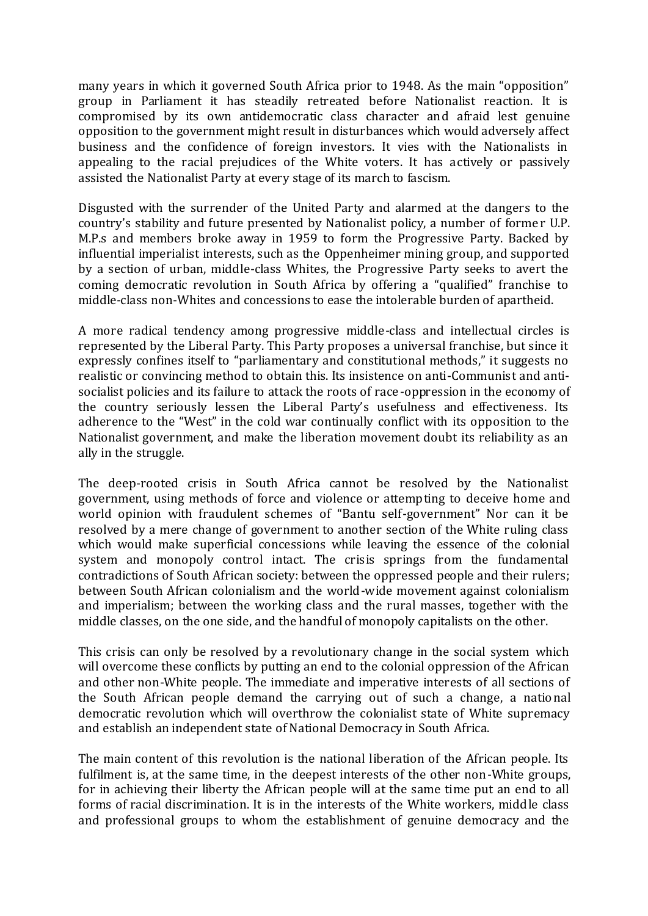many years in which it governed South Africa prior to 1948. As the main "opposition" group in Parliament it has steadily retreated before Nationalist reaction. It is compromised by its own antidemocratic class character and afraid lest genuine opposition to the government might result in disturbances which would adversely affect business and the confidence of foreign investors. It vies with the Nationalists in appealing to the racial prejudices of the White voters. It has actively or passively assisted the Nationalist Party at every stage of its march to fascism.

Disgusted with the surrender of the United Party and alarmed at the dangers to the country's stability and future presented by Nationalist policy, a number of former U.P. M.P.s and members broke away in 1959 to form the Progressive Party. Backed by influential imperialist interests, such as the Oppenheimer mining group, and supported by a section of urban, middle-class Whites, the Progressive Party seeks to avert the coming democratic revolution in South Africa by offering a "qualified" franchise to middle-class non-Whites and concessions to ease the intolerable burden of apartheid.

A more radical tendency among progressive middle-class and intellectual circles is represented by the Liberal Party. This Party proposes a universal franchise, but since it expressly confines itself to "parliamentary and constitutional methods," it suggests no realistic or convincing method to obtain this. Its insistence on anti-Communist and anti-socialist policies and its failure to attack the roots of race-oppression in the economy of the country seriously lessen the Liberal Party's usefulness and effectiveness. Its adherence to the "West" in the cold war continually conflict with its opposition to the Nationalist government, and make the liberation movement doubt its reliability as an ally in the struggle.

The deep-rooted crisis in South Africa cannot be resolved by the Nationalist government, using methods of force and violence or attempting to deceive home and world opinion with fraudulent schemes of "Bantu self-government" Nor can it be resolved by a mere change of government to another section of the White ruling class which would make superficial concessions while leaving the essence of the colonial system and monopoly control intact. The crisis springs from the fundamental contradictions of South African society: between the oppressed people and their rulers; between South African colonialism and the world-wide movement against colonialism and imperialism; between the working class and the rural masses, together with the middle classes, on the one side, and the handful of monopoly capitalists on the other.

This crisis can only be resolved by a revolutionary change in the social system which will overcome these conflicts by putting an end to the colonial oppression of the African and other non-White people. The immediate and imperative interests of all sections of the South African people demand the carrying out of such a change, a national democratic revolution which will overthrow the colonialist state of White supremacy and establish an independent state of National Democracy in South Africa.

The main content of this revolution is the national liberation of the African people. Its fulfilment is, at the same time, in the deepest interests of the other non-White groups, for in achieving their liberty the African people will at the same time put an end to all forms of racial discrimination. It is in the interests of the White workers, middle class and professional groups to whom the establishment of genuine democracy and the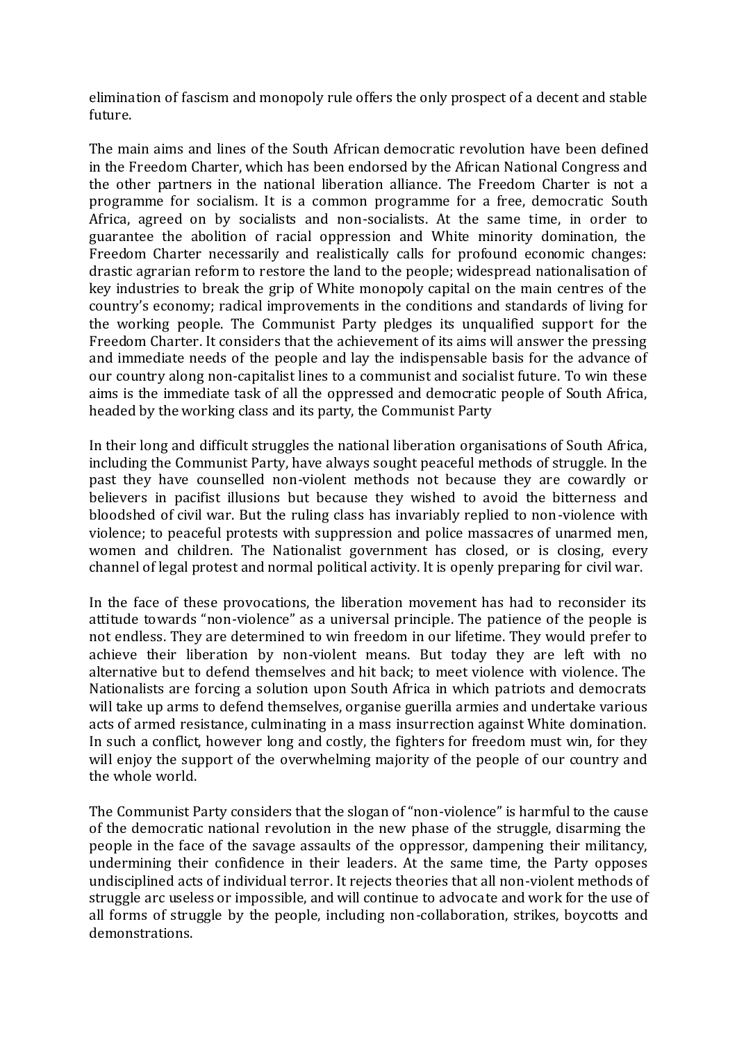elimination of fascism and monopoly rule offers the only prospect of a decent and stable future.

The main aims and lines of the South African democratic revolution have been defined in the Freedom Charter, which has been endorsed by the African National Congress and the other partners in the national liberation alliance. The Freedom Charter is not a programme for socialism. It is a common programme for a free, democratic South Africa, agreed on by socialists and non-socialists. At the same time, in order to guarantee the abolition of racial oppression and White minority domination, the Freedom Charter necessarily and realistically calls for profound economic changes: drastic agrarian reform to restore the land to the people; widespread nationalisation of key industries to break the grip of White monopoly capital on the main centres of the country's economy; radical improvements in the conditions and standards of living for the working people. The Communist Party pledges its unqualified support for the Freedom Charter. It considers that the achievement of its aims will answer the pressing and immediate needs of the people and lay the indispensable basis for the advance of our country along non-capitalist lines to a communist and socialist future. To win these aims is the immediate task of all the oppressed and democratic people of South Africa, headed by the working class and its party, the Communist Party

In their long and difficult struggles the national liberation organisations of South Africa, including the Communist Party, have always sought peaceful methods of struggle. In the past they have counselled non-violent methods not because they are cowardly or believers in pacifist illusions but because they wished to avoid the bitterness and bloodshed of civil war. But the ruling class has invariably replied to non-violence with violence; to peaceful protests with suppression and police massacres of unarmed men, women and children. The Nationalist government has closed, or is closing, every channel of legal protest and normal political activity. It is openly preparing for civil war.

In the face of these provocations, the liberation movement has had to reconsider its attitude towards "non-violence" as a universal principle. The patience of the people is not endless. They are determined to win freedom in our lifetime. They would prefer to achieve their liberation by non-violent means. But today they are left with no alternative but to defend themselves and hit back; to meet violence with violence. The Nationalists are forcing a solution upon South Africa in which patriots and democrats will take up arms to defend themselves, organise guerilla armies and undertake various acts of armed resistance, culminating in a mass insurrection against White domination. In such a conflict, however long and costly, the fighters for freedom must win, for they will enjoy the support of the overwhelming majority of the people of our country and the whole world.

The Communist Party considers that the slogan of "non-violence" is harmful to the cause of the democratic national revolution in the new phase of the struggle, disarming the people in the face of the savage assaults of the oppressor, dampening their militancy, undermining their confidence in their leaders. At the same time, the Party opposes undisciplined acts of individual terror. It rejects theories that all non-violent methods of struggle arc useless or impossible, and will continue to advocate and work for the use of all forms of struggle by the people, including non-collaboration, strikes, boycotts and demonstrations.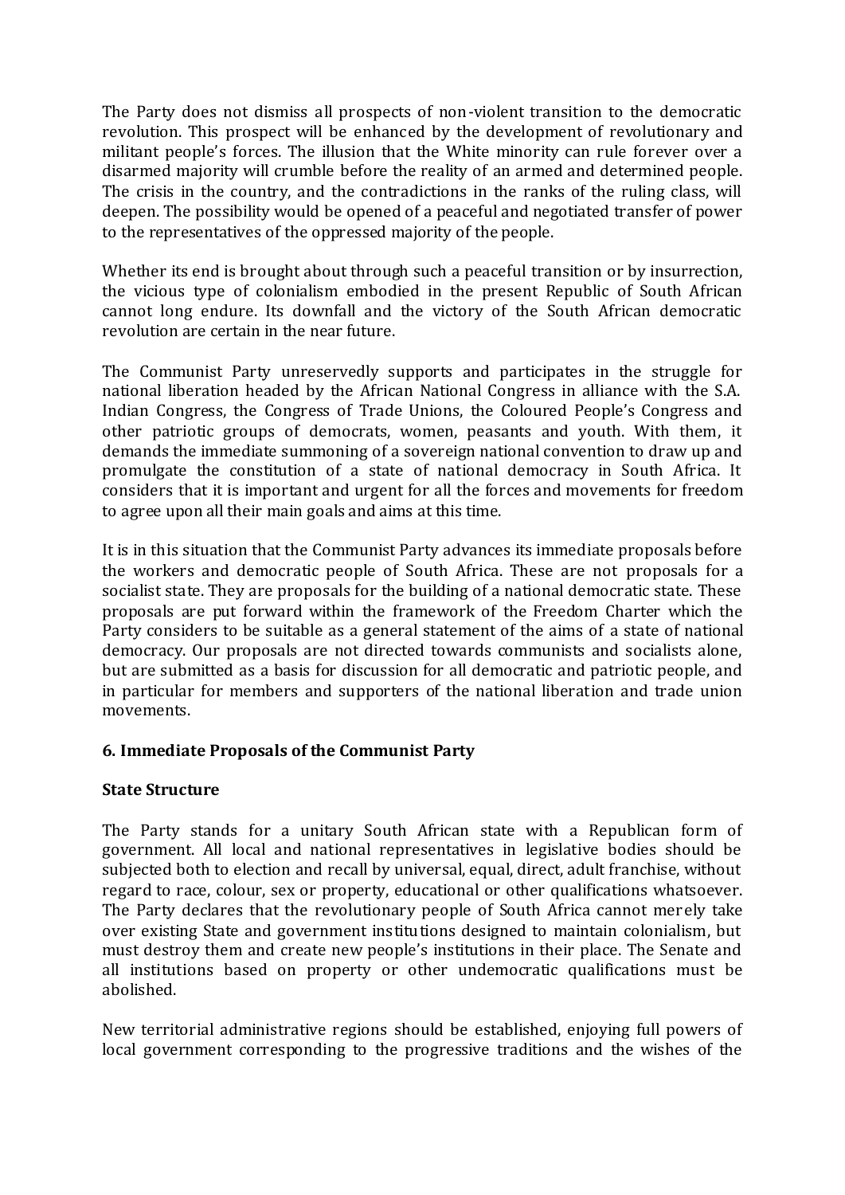The Party does not dismiss all prospects of non-violent transition to the democratic revolution. This prospect will be enhanced by the development of revolutionary and militant people's forces. The illusion that the White minority can rule forever over a disarmed majority will crumble before the reality of an armed and determined people. The crisis in the country, and the contradictions in the ranks of the ruling class, will deepen. The possibility would be opened of a peaceful and negotiated transfer of power to the representatives of the oppressed majority of the people.

Whether its end is brought about through such a peaceful transition or by insurrection, the vicious type of colonialism embodied in the present Republic of South African cannot long endure. Its downfall and the victory of the South African democratic revolution are certain in the near future.

The Communist Party unreservedly supports and participates in the struggle for national liberation headed by the African National Congress in alliance with the S.A. Indian Congress, the Congress of Trade Unions, the Coloured People's Congress and other patriotic groups of democrats, women, peasants and youth. With them, it demands the immediate summoning of a sovereign national convention to draw up and promulgate the constitution of a state of national democracy in South Africa. It considers that it is important and urgent for all the forces and movements for freedom to agree upon all their main goals and aims at this time.

It is in this situation that the Communist Party advances its immediate proposals before the workers and democratic people of South Africa. These are not proposals for a socialist state. They are proposals for the building of a national democratic state. These proposals are put forward within the framework of the Freedom Charter which the Party considers to be suitable as a general statement of the aims of a state of national democracy. Our proposals are not directed towards communists and socialists alone, but are submitted as a basis for discussion for all democratic and patriotic people, and in particular for members and supporters of the national liberation and trade union movements.

### 6. Immediate Proposals of the Communist Party

#### State Structure

The Party stands for a unitary South African state with a Republican form of government. All local and national representatives in legislative bodies should be subjected both to election and recall by universal, equal, direct, adult franchise, without regard to race, colour, sex or property, educational or other qualifications whatsoever. The Party declares that the revolutionary people of South Africa cannot merely take over existing State and government institutions designed to maintain colonialism, but must destroy them and create new people's institutions in their place. The Senate and all institutions based on property or other undemocratic qualifications must be abolished.

New territorial administrative regions should be established, enjoying full powers of local government corresponding to the progressive traditions and the wishes of the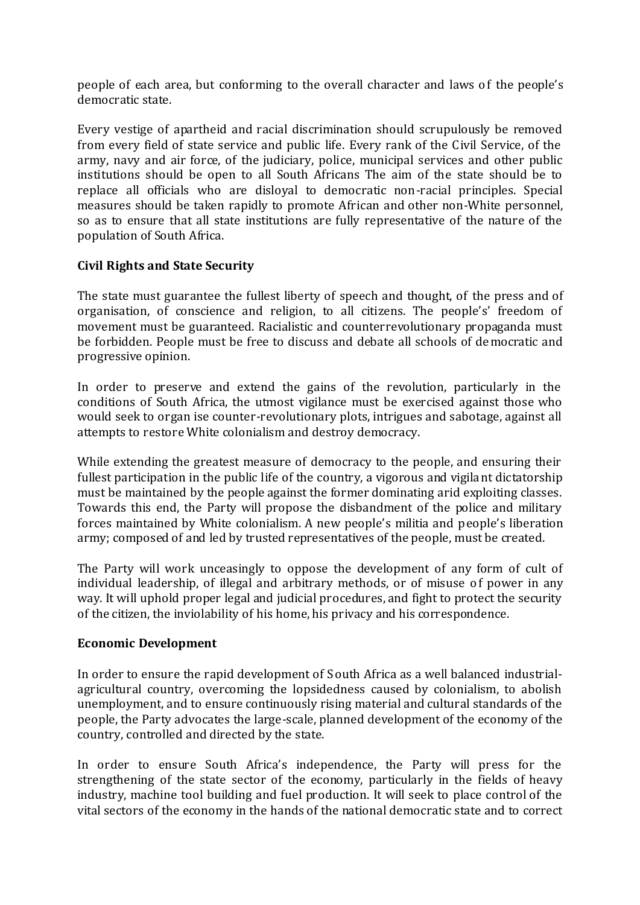people of each area, but conforming to the overall character and laws of the people's democratic state.

Every vestige of apartheid and racial discrimination should scrupulously be removed from every field of state service and public life. Every rank of the Civil Service, of the army, navy and air force, of the judiciary, police, municipal services and other public institutions should be open to all South Africans The aim of the state should be to replace all officials who are disloyal to democratic non-racial principles. Special measures should be taken rapidly to promote African and other non-White personnel, so as to ensure that all state institutions are fully representative of the nature of the population of South Africa.

**Civil Rights and State Security**

The state must guarantee the fullest liberty of speech and thought, of the press and of organisation, of conscience and religion, to all citizens. The people's' freedom of movement must be guaranteed. Racialistic and counterrevolutionary propaganda must be forbidden. People must be free to discuss and debate all schools of democratic and progressive opinion.

In order to preserve and extend the gains of the revolution, particularly in the conditions of South Africa, the utmost vigilance must be exercised against those who would seek to organ ise counter-revolutionary plots, intrigues and sabotage, against all attempts to restore White colonialism and destroy democracy.

While extending the greatest measure of democracy to the people, and ensuring their fullest participation in the public life of the country, a vigorous and vigilant dictatorship must be maintained by the people against the former dominating arid exploiting classes. Towards this end, the Party will propose the disbandment of the police and military forces maintained by White colonialism. A new people's militia and people's liberation army; composed of and led by trusted representatives of the people, must be created.

The Party will work unceasingly to oppose the development of any form of cult of individual leadership, of illegal and arbitrary methods, or of misuse of power in any way. It will uphold proper legal and judicial procedures, and fight to protect the security of the citizen, the inviolability of his home, his privacy and his correspondence.

**Economic Development**

In order to ensure the rapid development of South Africa as a well balanced industrial-agricultural country, overcoming the lopsidedness caused by colonialism, to abolish unemployment, and to ensure continuously rising material and cultural standards of the people, the Party advocates the large-scale, planned development of the economy of the country, controlled and directed by the state.

In order to ensure South Africa's independence, the Party will press for the strengthening of the state sector of the economy, particularly in the fields of heavy industry, machine tool building and fuel production. It will seek to place control of the vital sectors of the economy in the hands of the national democratic state and to correct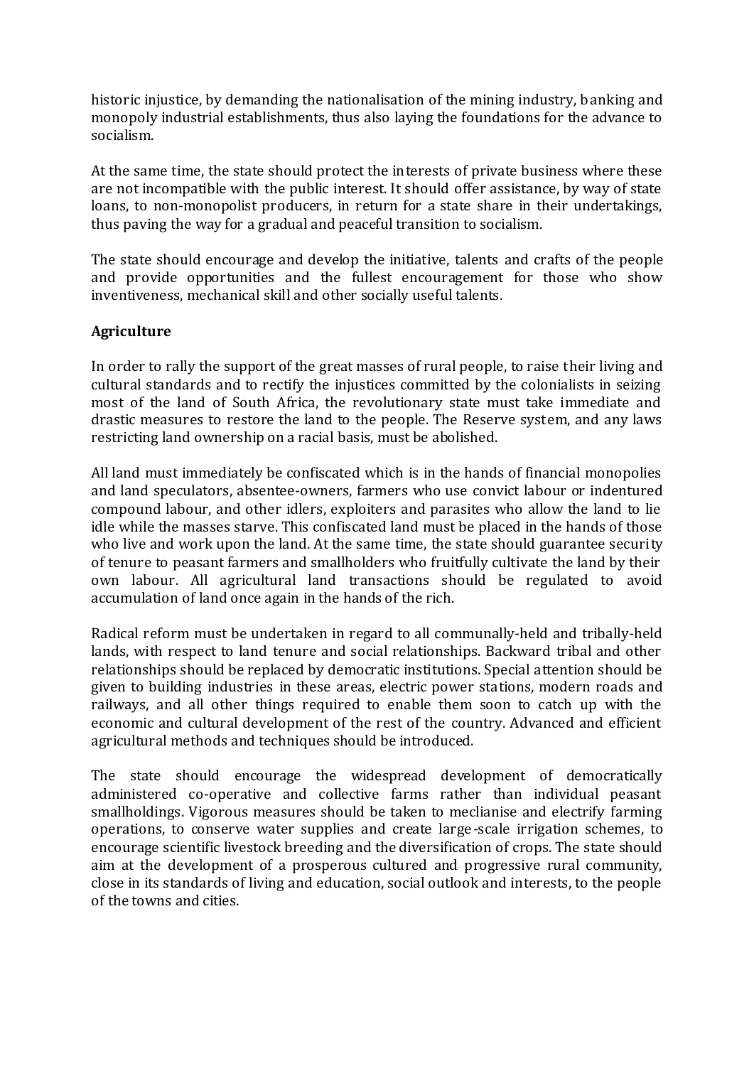historic injustice, by demanding the nationalisation of the mining industry, banking and monopoly industrial establishments, thus also laying the foundations for the advance to socialism.

At the same time, the state should protect the interests of private business where these are not incompatible with the public interest. It should offer assistance, by way of state loans, to non-monopolist producers, in return for a state share in their undertakings, thus paving the way for a gradual and peaceful transition to socialism.

The state should encourage and develop the initiative, talents and crafts of the people and provide opportunities and the fullest encouragement for those who show inventiveness, mechanical skill and other socially useful talents.

**Agriculture**

In order to rally the support of the great masses of rural people, to raise their living and cultural standards and to rectify the injustices committed by the colonialists in seizing most of the land of South Africa, the revolutionary state must take immediate and drastic measures to restore the land to the people. The Reserve system, and any laws restricting land ownership on a racial basis, must be abolished.

All land must immediately be confiscated which is in the hands of financial monopolies and land speculators, absentee-owners, farmers who use convict labour or indentured compound labour, and other idlers, exploiters and parasites who allow the land to lie idle while the masses starve. This confiscated land must be placed in the hands of those who live and work upon the land. At the same time, the state should guarantee security of tenure to peasant farmers and smallholders who fruitfully cultivate the land by their own labour. All agricultural land transactions should be regulated to avoid accumulation of land once again in the hands of the rich.

Radical reform must be undertaken in regard to all communally-held and tribally-held lands, with respect to land tenure and social relationships. Backward tribal and other relationships should be replaced by democratic institutions. Special attention should be given to building industries in these areas, electric power stations, modern roads and railways, and all other things required to enable them soon to catch up with the economic and cultural development of the rest of the country. Advanced and efficient agricultural methods and techniques should be introduced.

The state should encourage the widespread development of democratically administered co-operative and collective farms rather than individual peasant smallholdings. Vigorous measures should be taken to meclianise and electrify farming operations, to conserve water supplies and create large-scale irrigation schemes, to encourage scientific livestock breeding and the diversification of crops. The state should aim at the development of a prosperous cultured and progressive rural community, close in its standards of living and education, social outlook and interests, to the people of the towns and cities.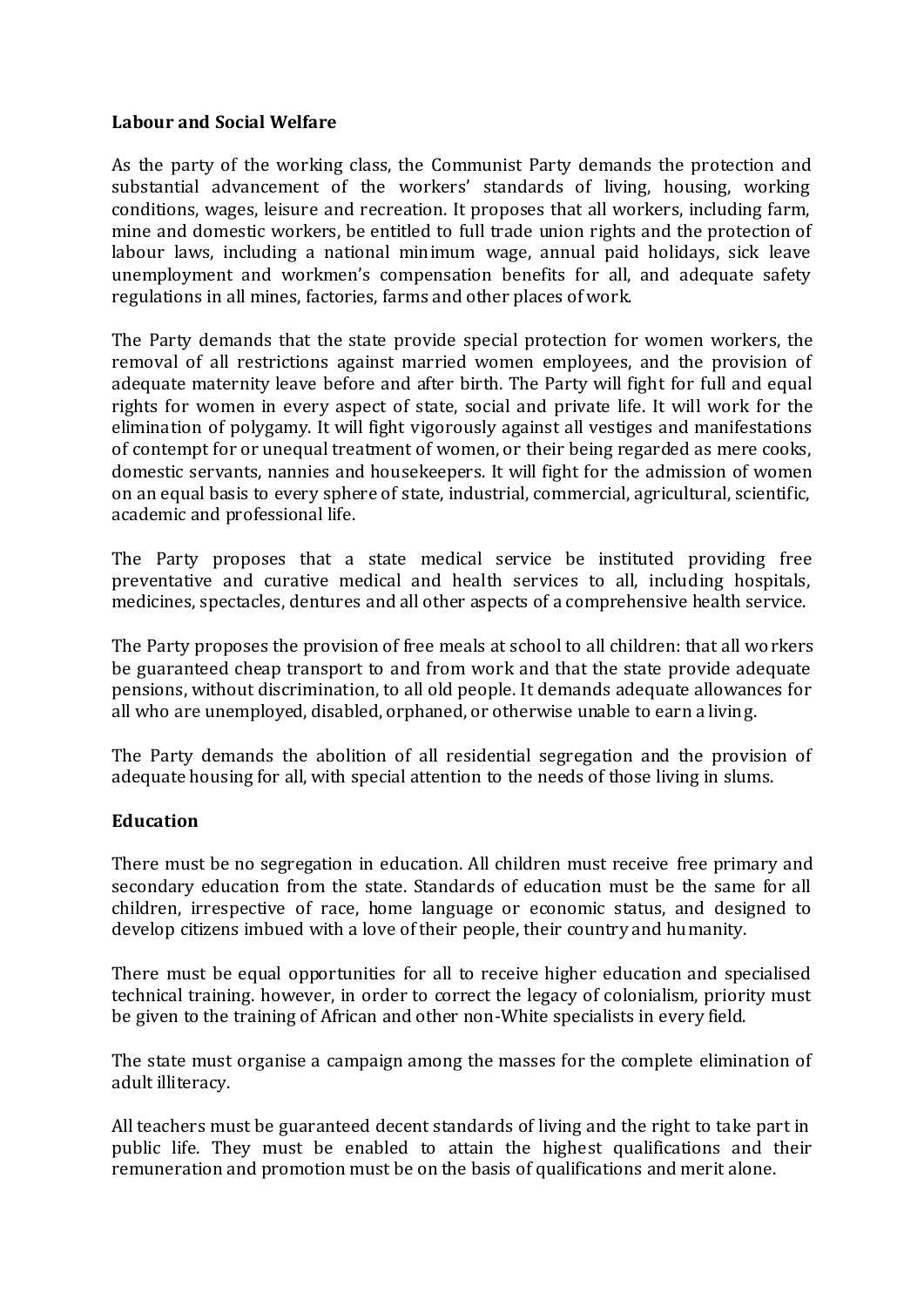**Labour and Social Welfare**

As the party of the working class, the Communist Party demands the protection and substantial advancement of the workers' standards of living, housing, working conditions, wages, leisure and recreation. It proposes that all workers, including farm, mine and domestic workers, be entitled to full trade union rights and the protection of labour laws, including a national minimum wage, annual paid holidays, sick leave unemployment and workmen's compensation benefits for all, and adequate safety regulations in all mines, factories, farms and other places of work.

The Party demands that the state provide special protection for women workers, the removal of all restrictions against married women employees, and the provision of adequate maternity leave before and after birth. The Party will fight for full and equal rights for women in every aspect of state, social and private life. It will work for the elimination of polygamy. It will fight vigorously against all vestiges and manifestations of contempt for or unequal treatment of women, or their being regarded as mere cooks, domestic servants, nannies and housekeepers. It will fight for the admission of women on an equal basis to every sphere of state, industrial, commercial, agricultural, scientific, academic and professional life.

The Party proposes that a state medical service be instituted providing free preventative and curative medical and health services to all, including hospitals, medicines, spectacles, dentures and all other aspects of a comprehensive health service.

The Party proposes the provision of free meals at school to all children: that all workers be guaranteed cheap transport to and from work and that the state provide adequate pensions, without discrimination, to all old people. It demands adequate allowances for all who are unemployed, disabled, orphaned, or otherwise unable to earn a living.

The Party demands the abolition of all residential segregation and the provision of adequate housing for all, with special attention to the needs of those living in slums.

**Education**

There must be no segregation in education. All children must receive free primary and secondary education from the state. Standards of education must be the same for all children, irrespective of race, home language or economic status, and designed to develop citizens imbued with a love of their people, their country and humanity.

There must be equal opportunities for all to receive higher education and specialised technical training. however, in order to correct the legacy of colonialism, priority must be given to the training of African and other non-White specialists in every field.

The state must organise a campaign among the masses for the complete elimination of adult illiteracy.

All teachers must be guaranteed decent standards of living and the right to take part in public life. They must be enabled to attain the highest qualifications and their remuneration and promotion must be on the basis of qualifications and merit alone.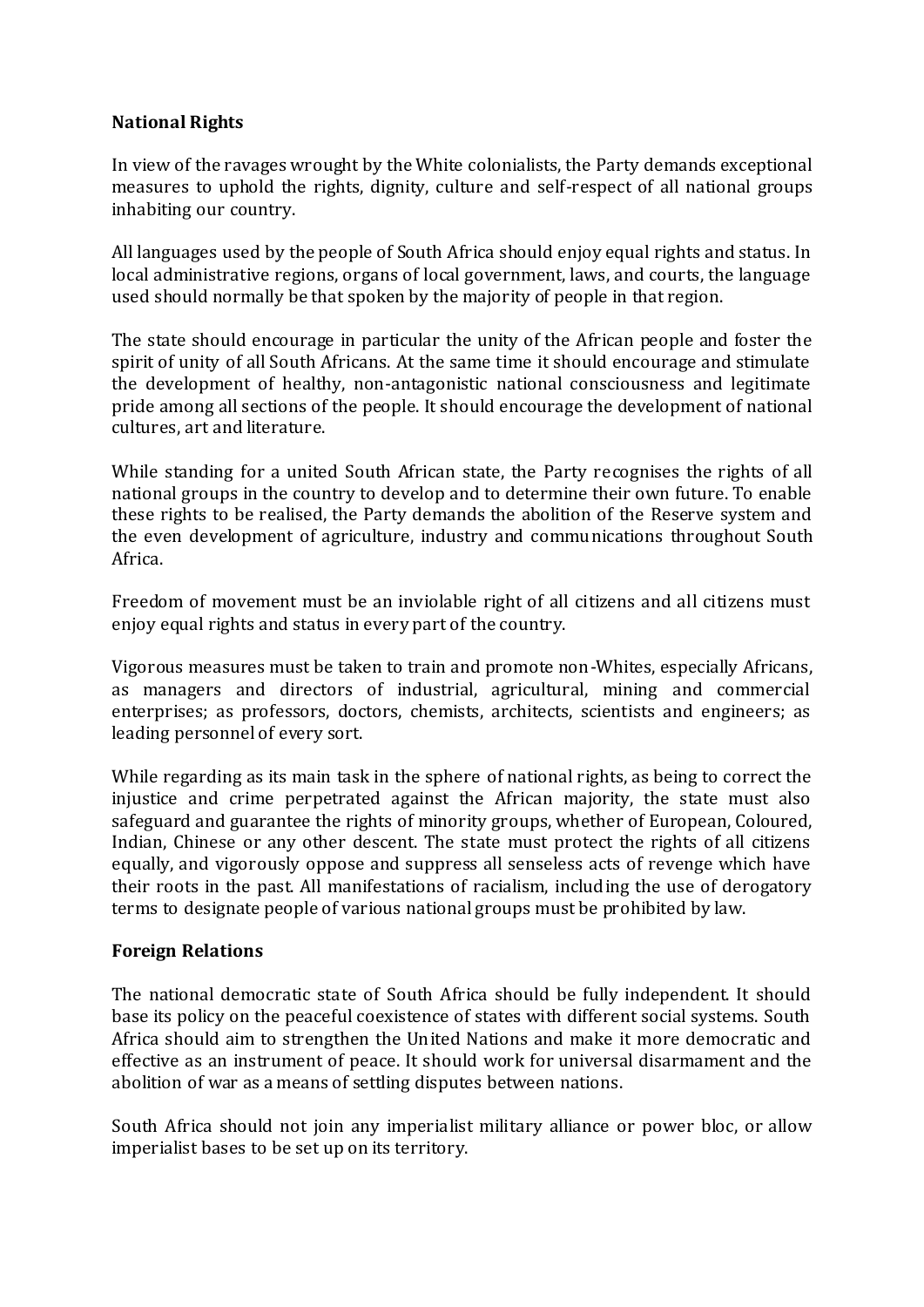**National Rights**

In view of the ravages wrought by the White colonialists, the Party demands exceptional measures to uphold the rights, dignity, culture and self-respect of all national groups inhabiting our country.

All languages used by the people of South Africa should enjoy equal rights and status. In local administrative regions, organs of local government, laws, and courts, the language used should normally be that spoken by the majority of people in that region.

The state should encourage in particular the unity of the African people and foster the spirit of unity of all South Africans. At the same time it should encourage and stimulate the development of healthy, non-antagonistic national consciousness and legitimate pride among all sections of the people. It should encourage the development of national cultures, art and literature.

While standing for a united South African state, the Party recognises the rights of all national groups in the country to develop and to determine their own future. To enable these rights to be realised, the Party demands the abolition of the Reserve system and the even development of agriculture, industry and communications throughout South Africa.

Freedom of movement must be an inviolable right of all citizens and all citizens must enjoy equal rights and status in every part of the country.

Vigorous measures must be taken to train and promote non-Whites, especially Africans, as managers and directors of industrial, agricultural, mining and commercial enterprises; as professors, doctors, chemists, architects, scientists and engineers; as leading personnel of every sort.

While regarding as its main task in the sphere of national rights, as being to correct the injustice and crime perpetrated against the African majority, the state must also safeguard and guarantee the rights of minority groups, whether of European, Coloured, Indian, Chinese or any other descent. The state must protect the rights of all citizens equally, and vigorously oppose and suppress all senseless acts of revenge which have their roots in the past. All manifestations of racialism, including the use of derogatory terms to designate people of various national groups must be prohibited by law.

**Foreign Relations**

The national democratic state of South Africa should be fully independent. It should base its policy on the peaceful coexistence of states with different social systems. South Africa should aim to strengthen the United Nations and make it more democratic and effective as an instrument of peace. It should work for universal disarmament and the abolition of war as a means of settling disputes between nations.

South Africa should not join any imperialist military alliance or power bloc, or allow imperialist bases to be set up on its territory.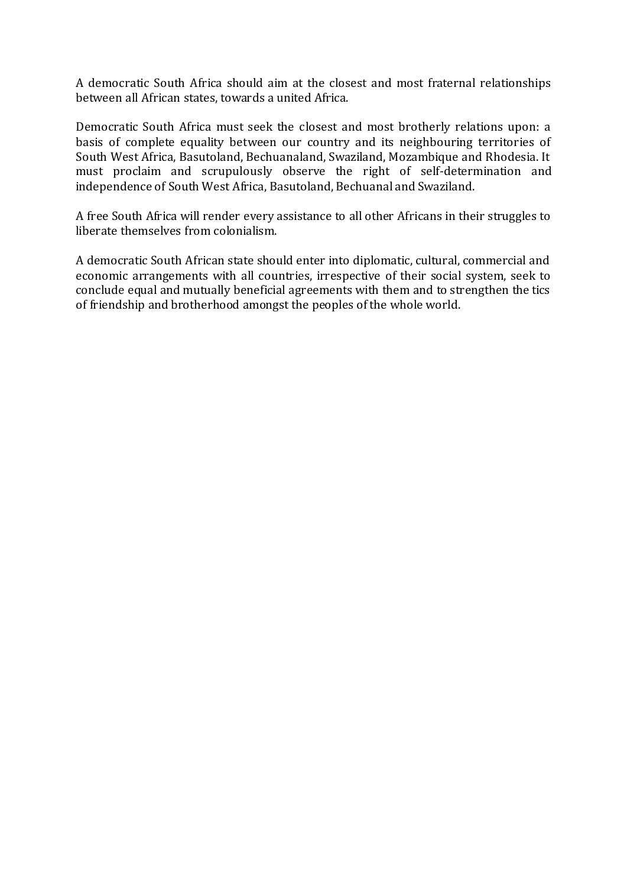A democratic South Africa should aim at the closest and most fraternal relationships between all African states, towards a united Africa.

Democratic South Africa must seek the closest and most brotherly relations upon: a basis of complete equality between our country and its neighbouring territories of South West Africa, Basutoland, Bechuanaland, Swaziland, Mozambique and Rhodesia. It must proclaim and scrupulously observe the right of self-determination and independence of South West Africa, Basutoland, Bechuanal and Swaziland.

A free South Africa will render every assistance to all other Africans in their struggles to liberate themselves from colonialism.

A democratic South African state should enter into diplomatic, cultural, commercial and economic arrangements with all countries, irrespective of their social system, seek to conclude equal and mutually beneficial agreements with them and to strengthen the tics of friendship and brotherhood amongst the peoples of the whole world.